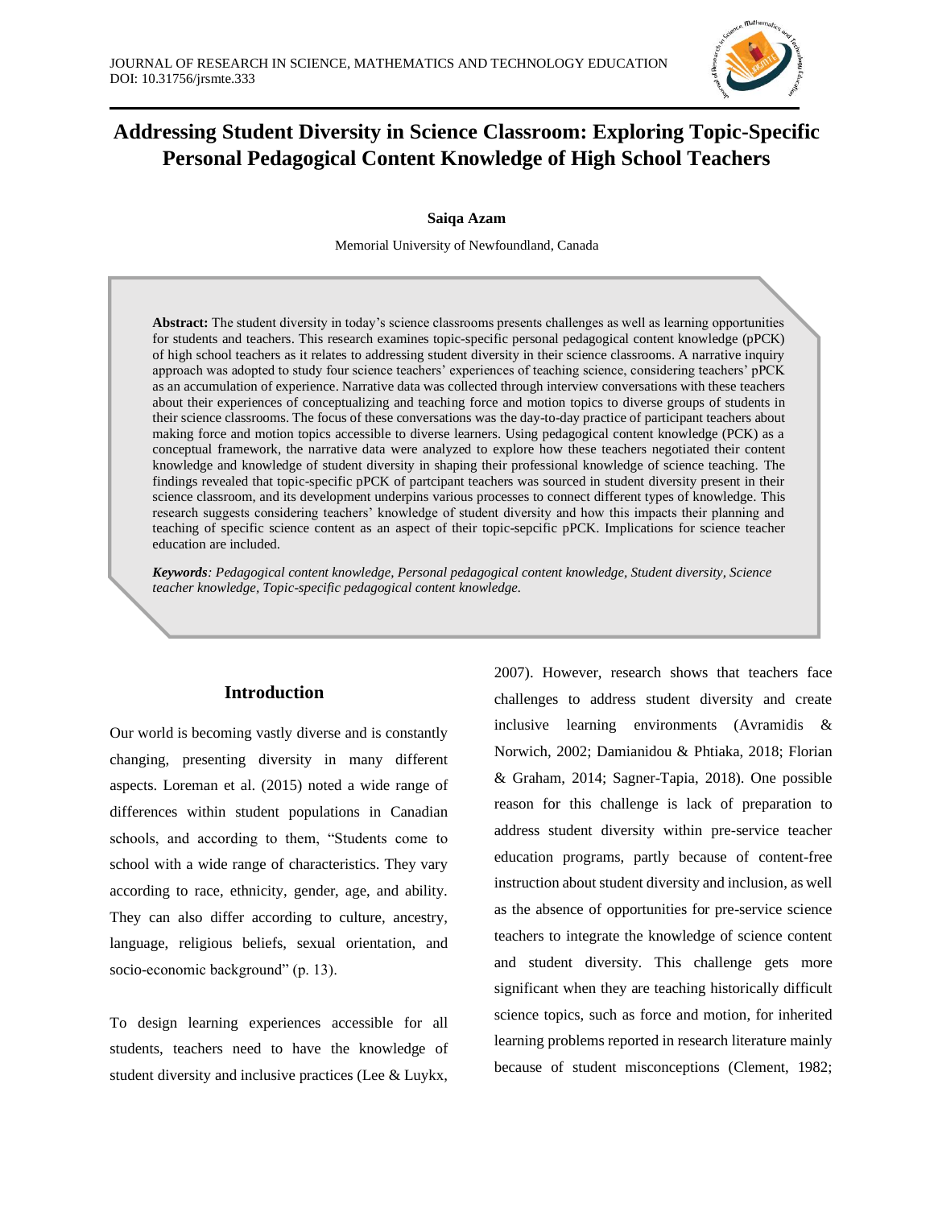# Addressing Student Diversity in Science Classroom: Exploring Topic-Specific Personal Pedagogical Content Knowledge of High School Teachers

**Saiqa Azam**

Memorial University of Newfoundland, Canada

**Abstract:** The student diversity in today's science classrooms presents challenges as well as learning opportunities for students and teachers. This research examines topic-specific personal pedagogical content knowledge (pPCK) of high school teachers as it relates to addressing student diversity in their science classrooms. A narrative inquiry approach was adopted to study four science teachers' experiences of teaching science, considering teachers' pPCK as an accumulation of experience. Narrative data was collected through interview conversations with these teachers about their experiences of conceptualizing and teaching force and motion topics to diverse groups of students in their science classrooms. The focus of these conversations was the day-to-day practice of participant teachers about making force and motion topics accessible to diverse learners. Using pedagogical content knowledge (PCK) as a conceptual framework, the narrative data were analyzed to explore how these teachers negotiated their content knowledge and knowledge of student diversity in shaping their professional knowledge of science teaching. The findings revealed that topic-specific pPCK of partcipant teachers was sourced in student diversity present in their science classroom, and its development underpins various processes to connect different types of knowledge. This research suggests considering teachers' knowledge of student diversity and how this impacts their planning and teaching of specific science content as an aspect of their topic-sepcific pPCK. Implications for science teacher education are included.

***Keywords****: Pedagogical content knowledge, Personal pedagogical content knowledge, Student diversity, Science teacher knowledge, Topic-specific pedagogical content knowledge.*

## Introduction

Our world is becoming vastly diverse and is constantly changing, presenting diversity in many different aspects. Loreman et al. (2015) noted a wide range of differences within student populations in Canadian schools, and according to them, "Students come to school with a wide range of characteristics. They vary according to race, ethnicity, gender, age, and ability. They can also differ according to culture, ancestry, language, religious beliefs, sexual orientation, and socio-economic background" (p. 13).

To design learning experiences accessible for all students, teachers need to have the knowledge of student diversity and inclusive practices (Lee & Luykx, 2007). However, research shows that teachers face challenges to address student diversity and create inclusive learning environments (Avramidis & Norwich, 2002; Damianidou & Phtiaka, 2018; Florian & Graham, 2014; Sagner-Tapia, 2018). One possible reason for this challenge is lack of preparation to address student diversity within pre-service teacher education programs, partly because of content-free instruction about student diversity and inclusion, as well as the absence of opportunities for pre-service science teachers to integrate the knowledge of science content and student diversity. This challenge gets more significant when they are teaching historically difficult science topics, such as force and motion, for inherited learning problems reported in research literature mainly because of student misconceptions (Clement, 1982;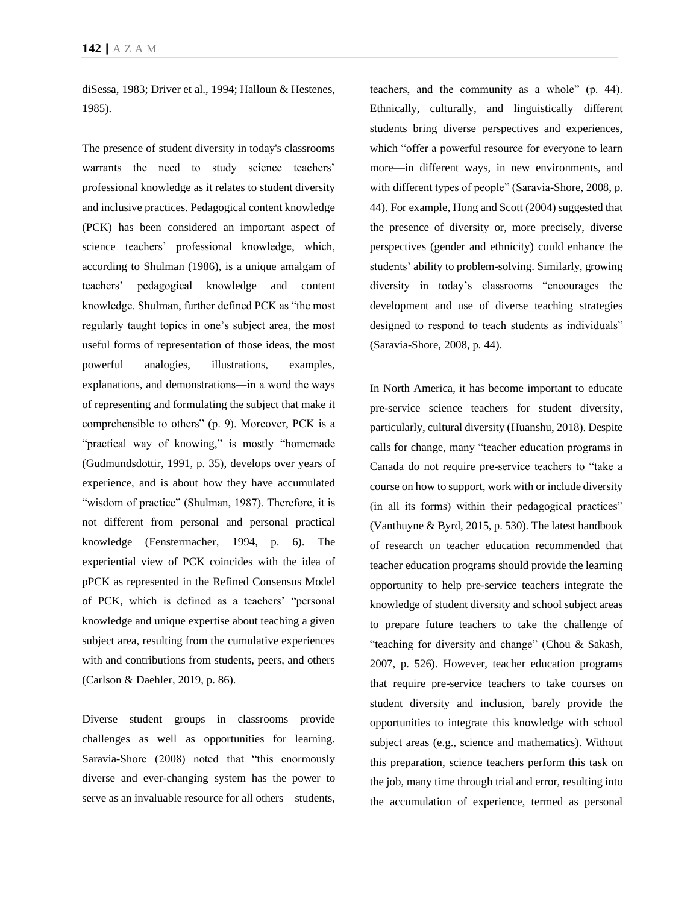diSessa, 1983; Driver et al., 1994; Halloun & Hestenes, 1985).

The presence of student diversity in today's classrooms warrants the need to study science teachers' professional knowledge as it relates to student diversity and inclusive practices. Pedagogical content knowledge (PCK) has been considered an important aspect of science teachers' professional knowledge, which, according to Shulman (1986), is a unique amalgam of teachers' pedagogical knowledge and content knowledge. Shulman, further defined PCK as "the most regularly taught topics in one's subject area, the most useful forms of representation of those ideas, the most powerful analogies, illustrations, examples, explanations, and demonstrations—in a word the ways of representing and formulating the subject that make it comprehensible to others" (p. 9). Moreover, PCK is a "practical way of knowing," is mostly "homemade (Gudmundsdottir, 1991, p. 35), develops over years of experience, and is about how they have accumulated "wisdom of practice" (Shulman, 1987). Therefore, it is not different from personal and personal practical knowledge (Fenstermacher, 1994, p. 6). The experiential view of PCK coincides with the idea of pPCK as represented in the Refined Consensus Model of PCK, which is defined as a teachers' "personal knowledge and unique expertise about teaching a given subject area, resulting from the cumulative experiences with and contributions from students, peers, and others (Carlson & Daehler, 2019, p. 86).

Diverse student groups in classrooms provide challenges as well as opportunities for learning. Saravia-Shore (2008) noted that "this enormously diverse and ever-changing system has the power to serve as an invaluable resource for all others—students, teachers, and the community as a whole" (p. 44). Ethnically, culturally, and linguistically different students bring diverse perspectives and experiences, which "offer a powerful resource for everyone to learn more—in different ways, in new environments, and with different types of people" (Saravia-Shore, 2008, p. 44). For example, Hong and Scott (2004) suggested that the presence of diversity or, more precisely, diverse perspectives (gender and ethnicity) could enhance the students' ability to problem-solving. Similarly, growing diversity in today's classrooms "encourages the development and use of diverse teaching strategies designed to respond to teach students as individuals" (Saravia-Shore, 2008, p. 44).

In North America, it has become important to educate pre-service science teachers for student diversity, particularly, cultural diversity (Huanshu, 2018). Despite calls for change, many "teacher education programs in Canada do not require pre-service teachers to "take a course on how to support, work with or include diversity (in all its forms) within their pedagogical practices" (Vanthuyne & Byrd, 2015, p. 530). The latest handbook of research on teacher education recommended that teacher education programs should provide the learning opportunity to help pre-service teachers integrate the knowledge of student diversity and school subject areas to prepare future teachers to take the challenge of "teaching for diversity and change" (Chou & Sakash, 2007, p. 526). However, teacher education programs that require pre-service teachers to take courses on student diversity and inclusion, barely provide the opportunities to integrate this knowledge with school subject areas (e.g., science and mathematics). Without this preparation, science teachers perform this task on the job, many time through trial and error, resulting into the accumulation of experience, termed as personal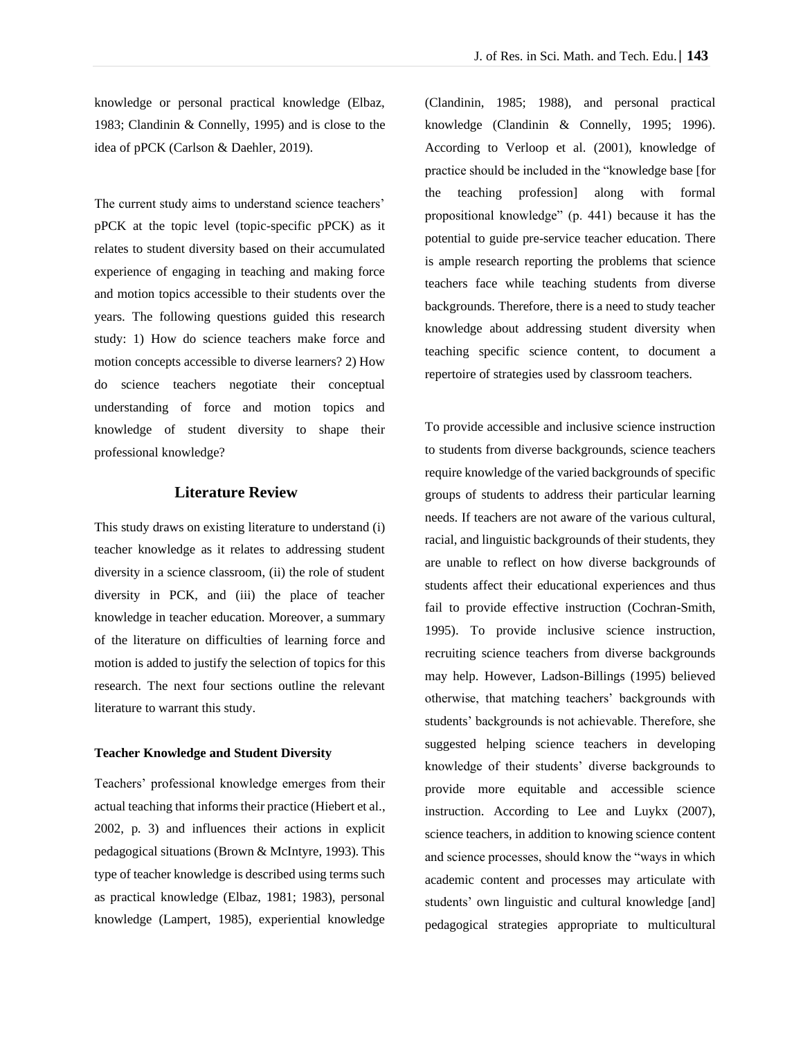knowledge or personal practical knowledge (Elbaz, 1983; Clandinin & Connelly, 1995) and is close to the idea of pPCK (Carlson & Daehler, 2019).

The current study aims to understand science teachers' pPCK at the topic level (topic-specific pPCK) as it relates to student diversity based on their accumulated experience of engaging in teaching and making force and motion topics accessible to their students over the years. The following questions guided this research study: 1) How do science teachers make force and motion concepts accessible to diverse learners? 2) How do science teachers negotiate their conceptual understanding of force and motion topics and knowledge of student diversity to shape their professional knowledge?

## Literature Review

This study draws on existing literature to understand (i) teacher knowledge as it relates to addressing student diversity in a science classroom, (ii) the role of student diversity in PCK, and (iii) the place of teacher knowledge in teacher education. Moreover, a summary of the literature on difficulties of learning force and motion is added to justify the selection of topics for this research. The next four sections outline the relevant literature to warrant this study.

### Teacher Knowledge and Student Diversity

Teachers' professional knowledge emerges from their actual teaching that informs their practice (Hiebert et al., 2002, p. 3) and influences their actions in explicit pedagogical situations (Brown & McIntyre, 1993). This type of teacher knowledge is described using terms such as practical knowledge (Elbaz, 1981; 1983), personal knowledge (Lampert, 1985), experiential knowledge (Clandinin, 1985; 1988), and personal practical knowledge (Clandinin & Connelly, 1995; 1996). According to Verloop et al. (2001), knowledge of practice should be included in the "knowledge base [for the teaching profession] along with formal propositional knowledge" (p. 441) because it has the potential to guide pre-service teacher education. There is ample research reporting the problems that science teachers face while teaching students from diverse backgrounds. Therefore, there is a need to study teacher knowledge about addressing student diversity when teaching specific science content, to document a repertoire of strategies used by classroom teachers.

To provide accessible and inclusive science instruction to students from diverse backgrounds, science teachers require knowledge of the varied backgrounds of specific groups of students to address their particular learning needs. If teachers are not aware of the various cultural, racial, and linguistic backgrounds of their students, they are unable to reflect on how diverse backgrounds of students affect their educational experiences and thus fail to provide effective instruction (Cochran-Smith, 1995). To provide inclusive science instruction, recruiting science teachers from diverse backgrounds may help. However, Ladson-Billings (1995) believed otherwise, that matching teachers' backgrounds with students' backgrounds is not achievable. Therefore, she suggested helping science teachers in developing knowledge of their students' diverse backgrounds to provide more equitable and accessible science instruction. According to Lee and Luykx (2007), science teachers, in addition to knowing science content and science processes, should know the "ways in which academic content and processes may articulate with students' own linguistic and cultural knowledge [and] pedagogical strategies appropriate to multicultural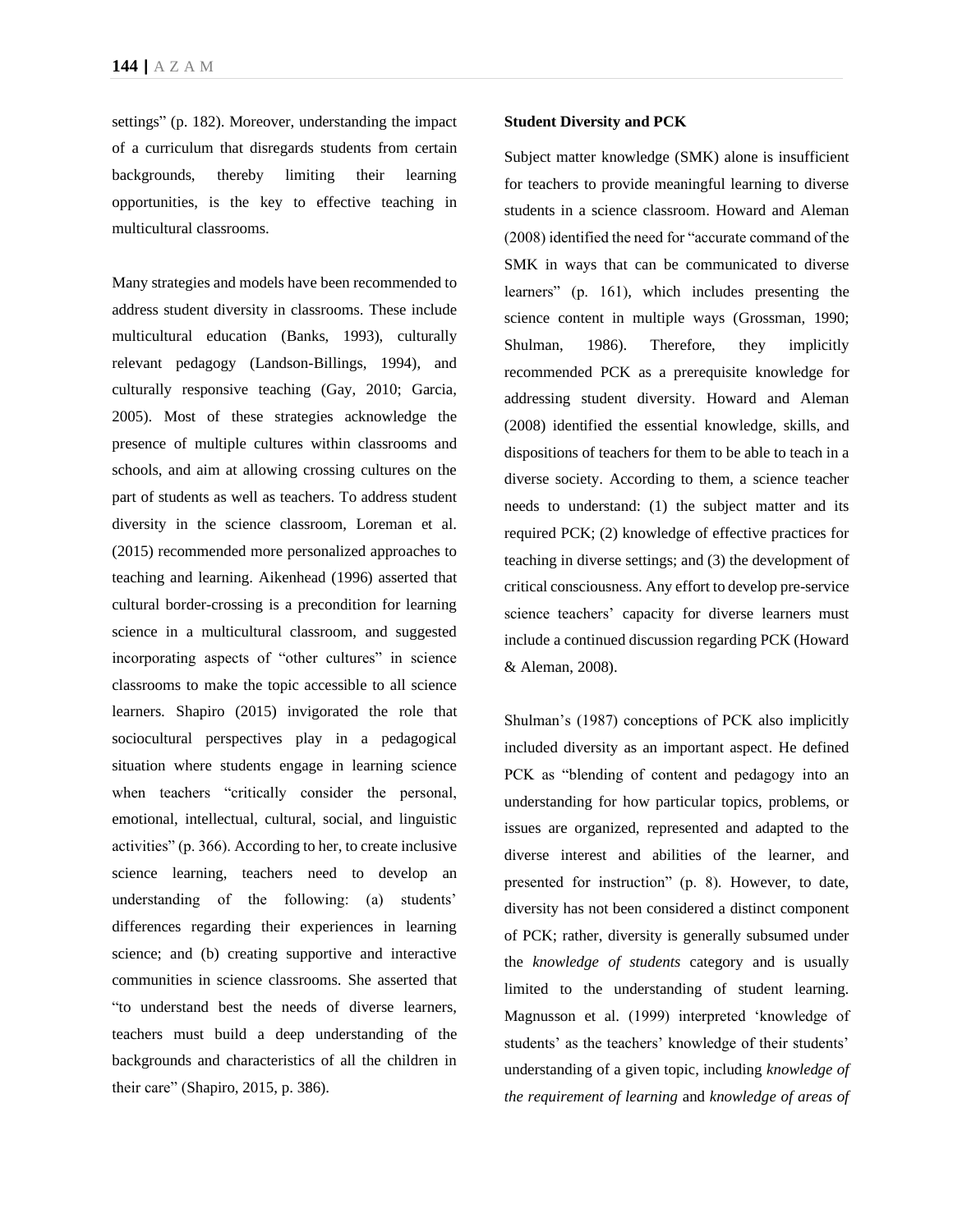settings" (p. 182). Moreover, understanding the impact of a curriculum that disregards students from certain backgrounds, thereby limiting their learning opportunities, is the key to effective teaching in multicultural classrooms.

Many strategies and models have been recommended to address student diversity in classrooms. These include multicultural education (Banks, 1993), culturally relevant pedagogy (Landson-Billings, 1994), and culturally responsive teaching (Gay, 2010; Garcia, 2005). Most of these strategies acknowledge the presence of multiple cultures within classrooms and schools, and aim at allowing crossing cultures on the part of students as well as teachers. To address student diversity in the science classroom, Loreman et al. (2015) recommended more personalized approaches to teaching and learning. Aikenhead (1996) asserted that cultural border-crossing is a precondition for learning science in a multicultural classroom, and suggested incorporating aspects of "other cultures" in science classrooms to make the topic accessible to all science learners. Shapiro (2015) invigorated the role that sociocultural perspectives play in a pedagogical situation where students engage in learning science when teachers "critically consider the personal, emotional, intellectual, cultural, social, and linguistic activities" (p. 366). According to her, to create inclusive science learning, teachers need to develop an understanding of the following: (a) students' differences regarding their experiences in learning science; and (b) creating supportive and interactive communities in science classrooms. She asserted that "to understand best the needs of diverse learners, teachers must build a deep understanding of the backgrounds and characteristics of all the children in their care" (Shapiro, 2015, p. 386).

**Student Diversity and PCK**

Subject matter knowledge (SMK) alone is insufficient for teachers to provide meaningful learning to diverse students in a science classroom. Howard and Aleman (2008) identified the need for "accurate command of the SMK in ways that can be communicated to diverse learners" (p. 161), which includes presenting the science content in multiple ways (Grossman, 1990; Shulman, 1986). Therefore, they implicitly recommended PCK as a prerequisite knowledge for addressing student diversity. Howard and Aleman (2008) identified the essential knowledge, skills, and dispositions of teachers for them to be able to teach in a diverse society. According to them, a science teacher needs to understand: (1) the subject matter and its required PCK; (2) knowledge of effective practices for teaching in diverse settings; and (3) the development of critical consciousness. Any effort to develop pre-service science teachers' capacity for diverse learners must include a continued discussion regarding PCK (Howard & Aleman, 2008).

Shulman's (1987) conceptions of PCK also implicitly included diversity as an important aspect. He defined PCK as "blending of content and pedagogy into an understanding for how particular topics, problems, or issues are organized, represented and adapted to the diverse interest and abilities of the learner, and presented for instruction" (p. 8). However, to date, diversity has not been considered a distinct component of PCK; rather, diversity is generally subsumed under the *knowledge of students* category and is usually limited to the understanding of student learning. Magnusson et al. (1999) interpreted 'knowledge of students' as the teachers' knowledge of their students' understanding of a given topic, including *knowledge of the requirement of learning* and *knowledge of areas of*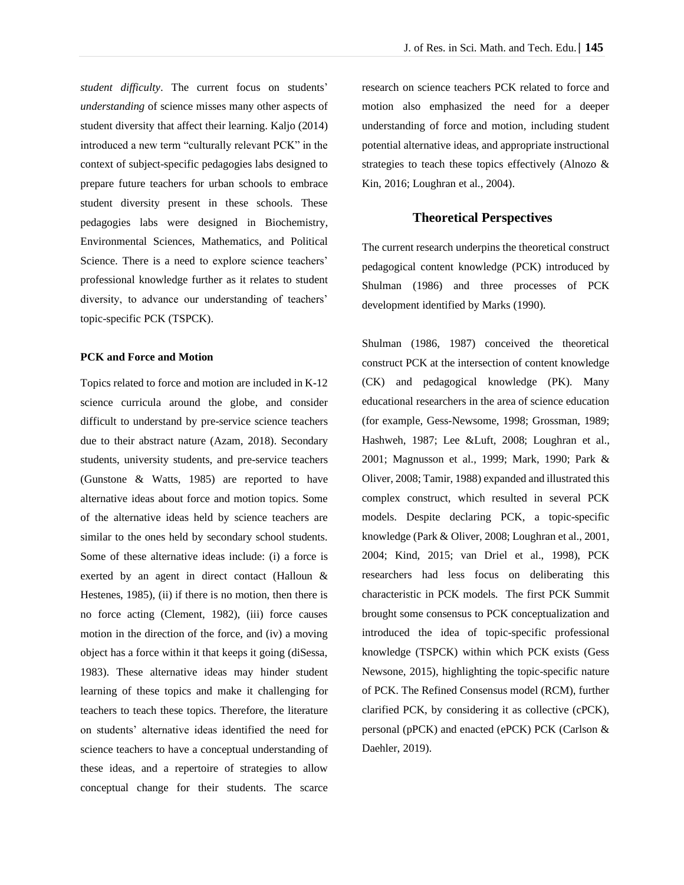*student difficulty*. The current focus on students' *understanding* of science misses many other aspects of student diversity that affect their learning. Kaljo (2014) introduced a new term "culturally relevant PCK" in the context of subject-specific pedagogies labs designed to prepare future teachers for urban schools to embrace student diversity present in these schools. These pedagogies labs were designed in Biochemistry, Environmental Sciences, Mathematics, and Political Science. There is a need to explore science teachers' professional knowledge further as it relates to student diversity, to advance our understanding of teachers' topic-specific PCK (TSPCK).

**PCK and Force and Motion**

Topics related to force and motion are included in K-12 science curricula around the globe, and consider difficult to understand by pre-service science teachers due to their abstract nature (Azam, 2018). Secondary students, university students, and pre-service teachers (Gunstone & Watts, 1985) are reported to have alternative ideas about force and motion topics. Some of the alternative ideas held by science teachers are similar to the ones held by secondary school students. Some of these alternative ideas include: (i) a force is exerted by an agent in direct contact (Halloun & Hestenes, 1985), (ii) if there is no motion, then there is no force acting (Clement, 1982), (iii) force causes motion in the direction of the force, and (iv) a moving object has a force within it that keeps it going (diSessa, 1983). These alternative ideas may hinder student learning of these topics and make it challenging for teachers to teach these topics. Therefore, the literature on students' alternative ideas identified the need for science teachers to have a conceptual understanding of these ideas, and a repertoire of strategies to allow conceptual change for their students. The scarce research on science teachers PCK related to force and motion also emphasized the need for a deeper understanding of force and motion, including student potential alternative ideas, and appropriate instructional strategies to teach these topics effectively (Alnozo & Kin, 2016; Loughran et al., 2004).

## Theoretical Perspectives

The current research underpins the theoretical construct pedagogical content knowledge (PCK) introduced by Shulman (1986) and three processes of PCK development identified by Marks (1990).

Shulman (1986, 1987) conceived the theoretical construct PCK at the intersection of content knowledge (CK) and pedagogical knowledge (PK). Many educational researchers in the area of science education (for example, Gess-Newsome, 1998; Grossman, 1989; Hashweh, 1987; Lee &Luft, 2008; Loughran et al., 2001; Magnusson et al., 1999; Mark, 1990; Park & Oliver, 2008; Tamir, 1988) expanded and illustrated this complex construct, which resulted in several PCK models. Despite declaring PCK, a topic-specific knowledge (Park & Oliver, 2008; Loughran et al., 2001, 2004; Kind, 2015; van Driel et al., 1998), PCK researchers had less focus on deliberating this characteristic in PCK models. The first PCK Summit brought some consensus to PCK conceptualization and introduced the idea of topic-specific professional knowledge (TSPCK) within which PCK exists (Gess Newsone, 2015), highlighting the topic-specific nature of PCK. The Refined Consensus model (RCM), further clarified PCK, by considering it as collective (cPCK), personal (pPCK) and enacted (ePCK) PCK (Carlson & Daehler, 2019).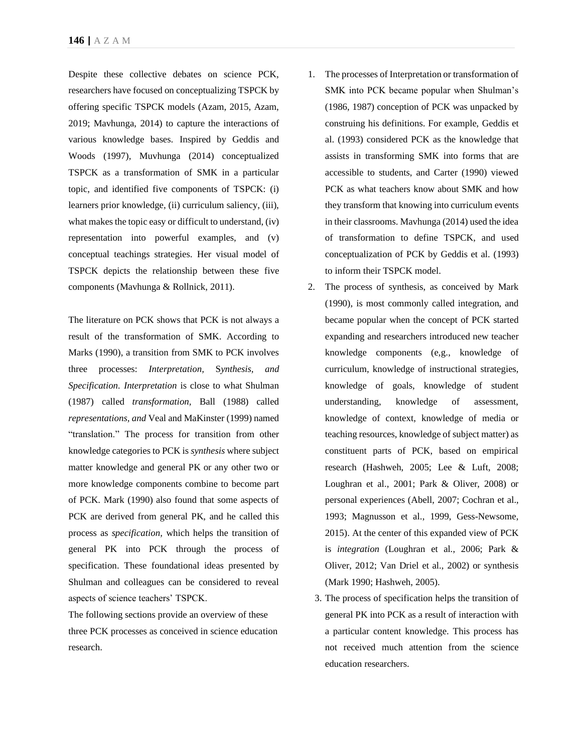Despite these collective debates on science PCK, researchers have focused on conceptualizing TSPCK by offering specific TSPCK models (Azam, 2015, Azam, 2019; Mavhunga, 2014) to capture the interactions of various knowledge bases. Inspired by Geddis and Woods (1997), Muvhunga (2014) conceptualized TSPCK as a transformation of SMK in a particular topic, and identified five components of TSPCK: (i) learners prior knowledge, (ii) curriculum saliency, (iii), what makes the topic easy or difficult to understand, (iv) representation into powerful examples, and (v) conceptual teachings strategies. Her visual model of TSPCK depicts the relationship between these five components (Mavhunga & Rollnick, 2011).

The literature on PCK shows that PCK is not always a result of the transformation of SMK. According to Marks (1990), a transition from SMK to PCK involves three processes: *Interpretation*, S*ynthesis*, *and Specification*. *Interpretation* is close to what Shulman (1987) called *transformation*, Ball (1988) called *representations*, *and* Veal and MaKinster (1999) named "translation." The process for transition from other knowledge categories to PCK is *synthesis* where subject matter knowledge and general PK or any other two or more knowledge components combine to become part of PCK. Mark (1990) also found that some aspects of PCK are derived from general PK, and he called this process as *specification,* which helps the transition of general PK into PCK through the process of specification. These foundational ideas presented by Shulman and colleagues can be considered to reveal aspects of science teachers' TSPCK.

The following sections provide an overview of these three PCK processes as conceived in science education research.

1. The processes of Interpretation or transformation of SMK into PCK became popular when Shulman's (1986, 1987) conception of PCK was unpacked by construing his definitions. For example, Geddis et al. (1993) considered PCK as the knowledge that assists in transforming SMK into forms that are accessible to students, and Carter (1990) viewed PCK as what teachers know about SMK and how they transform that knowing into curriculum events in their classrooms. Mavhunga (2014) used the idea of transformation to define TSPCK, and used conceptualization of PCK by Geddis et al. (1993) to inform their TSPCK model.
2. The process of synthesis, as conceived by Mark (1990), is most commonly called integration, and became popular when the concept of PCK started expanding and researchers introduced new teacher knowledge components (e,g., knowledge of curriculum, knowledge of instructional strategies, knowledge of goals, knowledge of student understanding, knowledge of assessment, knowledge of context, knowledge of media or teaching resources, knowledge of subject matter) as constituent parts of PCK, based on empirical research (Hashweh, 2005; Lee & Luft, 2008; Loughran et al., 2001; Park & Oliver, 2008) or personal experiences (Abell, 2007; Cochran et al., 1993; Magnusson et al., 1999, Gess-Newsome, 2015). At the center of this expanded view of PCK is *integration* (Loughran et al., 2006; Park & Oliver, 2012; Van Driel et al., 2002) or synthesis (Mark 1990; Hashweh, 2005).
3. The process of specification helps the transition of general PK into PCK as a result of interaction with a particular content knowledge. This process has not received much attention from the science education researchers.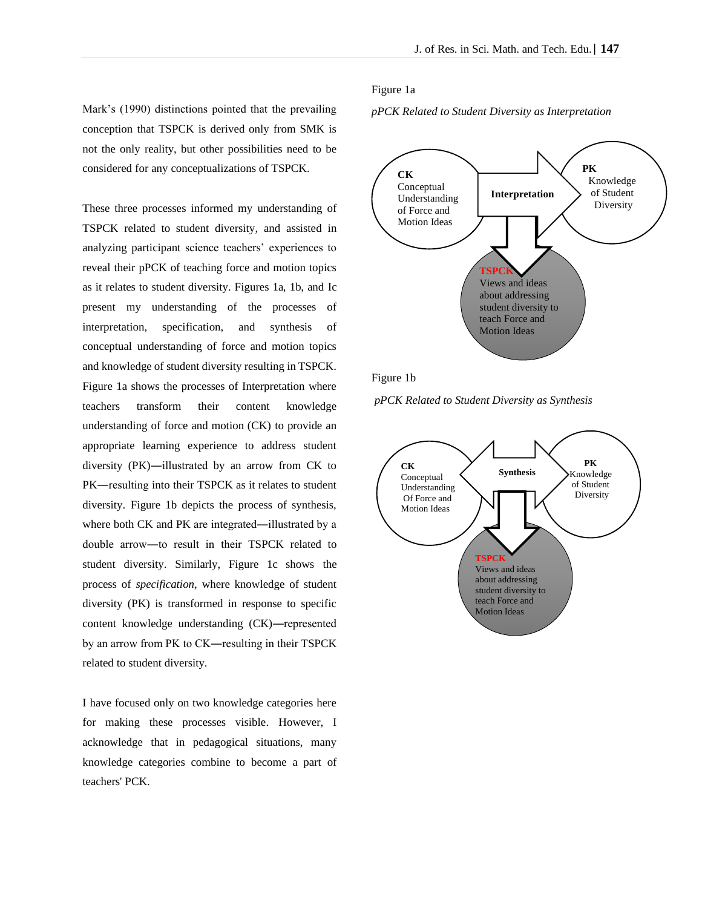Mark's (1990) distinctions pointed that the prevailing conception that TSPCK is derived only from SMK is not the only reality, but other possibilities need to be considered for any conceptualizations of TSPCK.

These three processes informed my understanding of TSPCK related to student diversity, and assisted in analyzing participant science teachers' experiences to reveal their pPCK of teaching force and motion topics as it relates to student diversity. Figures 1a, 1b, and Ic present my understanding of the processes of interpretation, specification, and synthesis of conceptual understanding of force and motion topics and knowledge of student diversity resulting in TSPCK. Figure 1a shows the processes of Interpretation where teachers transform their content knowledge understanding of force and motion (CK) to provide an appropriate learning experience to address student diversity (PK)—illustrated by an arrow from CK to PK—resulting into their TSPCK as it relates to student diversity. Figure 1b depicts the process of synthesis, where both CK and PK are integrated—illustrated by a double arrow—to result in their TSPCK related to student diversity. Similarly, Figure 1c shows the process of *specification,* where knowledge of student diversity (PK) is transformed in response to specific content knowledge understanding (CK)—represented by an arrow from PK to CK—resulting in their TSPCK related to student diversity.

I have focused only on two knowledge categories here for making these processes visible. However, I acknowledge that in pedagogical situations, many knowledge categories combine to become a part of teachers' PCK.

Figure 1a

*pPCK Related to Student Diversity as Interpretation*

**CK** Conceptual Understanding of Force and Motion Ideas

**Interpretation**

**PK** Knowledge of Student Diversity

**TSPCK** Views and ideas about addressing student diversity to teach Force and Motion Ideas

Figure 1b

*pPCK Related to Student Diversity as Synthesis*

**CK** Conceptual Understanding Of Force and Motion Ideas

**Synthesis**

**PK** Knowledge of Student Diversity

**TSPCK** Views and ideas about addressing student diversity to teach Force and Motion Ideas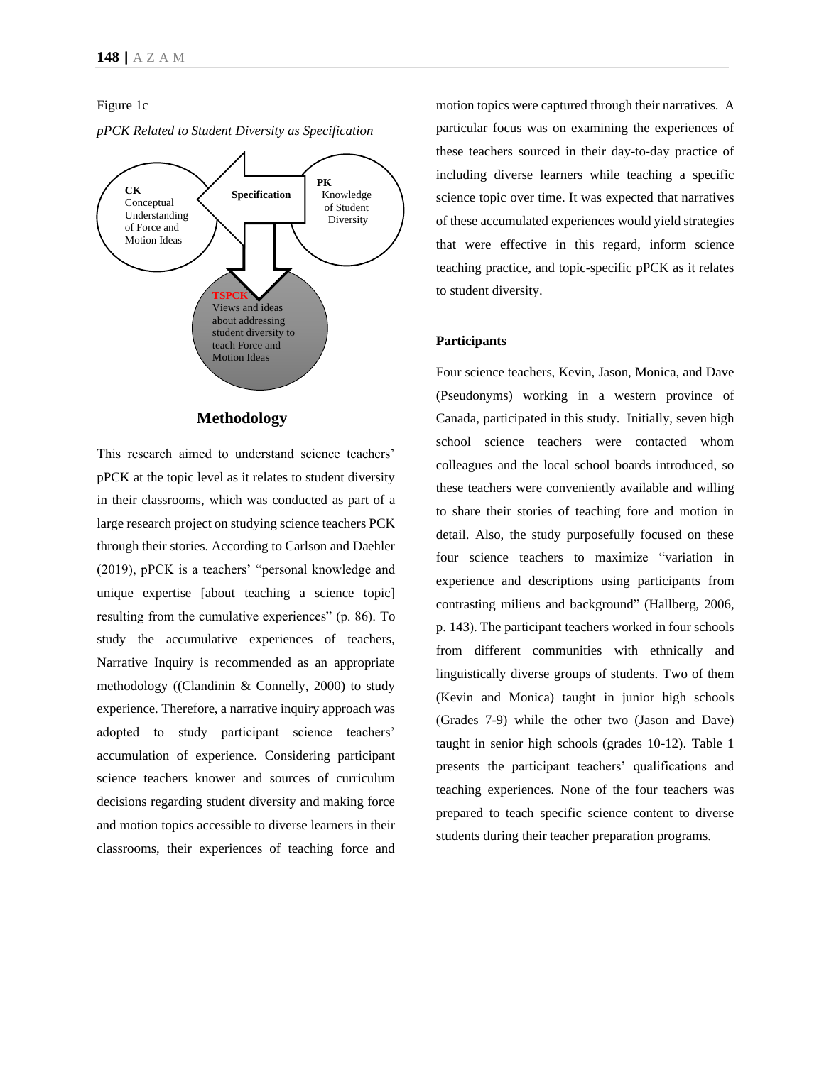Figure 1c

*pPCK Related to Student Diversity as Specification*

**CK**
Conceptual Understanding of Force and Motion Ideas

**Specification**

**PK**
Knowledge of Student Diversity

**TSPCK**
Views and ideas about addressing student diversity to teach Force and Motion Ideas

## Methodology

This research aimed to understand science teachers' pPCK at the topic level as it relates to student diversity in their classrooms, which was conducted as part of a large research project on studying science teachers PCK through their stories. According to Carlson and Daehler (2019), pPCK is a teachers' "personal knowledge and unique expertise [about teaching a science topic] resulting from the cumulative experiences" (p. 86). To study the accumulative experiences of teachers, Narrative Inquiry is recommended as an appropriate methodology ((Clandinin & Connelly, 2000) to study experience. Therefore, a narrative inquiry approach was adopted to study participant science teachers' accumulation of experience. Considering participant science teachers knower and sources of curriculum decisions regarding student diversity and making force and motion topics accessible to diverse learners in their classrooms, their experiences of teaching force and motion topics were captured through their narratives. A particular focus was on examining the experiences of these teachers sourced in their day-to-day practice of including diverse learners while teaching a specific science topic over time. It was expected that narratives of these accumulated experiences would yield strategies that were effective in this regard, inform science teaching practice, and topic-specific pPCK as it relates to student diversity.

### Participants

Four science teachers, Kevin, Jason, Monica, and Dave (Pseudonyms) working in a western province of Canada, participated in this study. Initially, seven high school science teachers were contacted whom colleagues and the local school boards introduced, so these teachers were conveniently available and willing to share their stories of teaching fore and motion in detail. Also, the study purposefully focused on these four science teachers to maximize "variation in experience and descriptions using participants from contrasting milieus and background" (Hallberg, 2006, p. 143). The participant teachers worked in four schools from different communities with ethnically and linguistically diverse groups of students. Two of them (Kevin and Monica) taught in junior high schools (Grades 7-9) while the other two (Jason and Dave) taught in senior high schools (grades 10-12). Table 1 presents the participant teachers' qualifications and teaching experiences. None of the four teachers was prepared to teach specific science content to diverse students during their teacher preparation programs.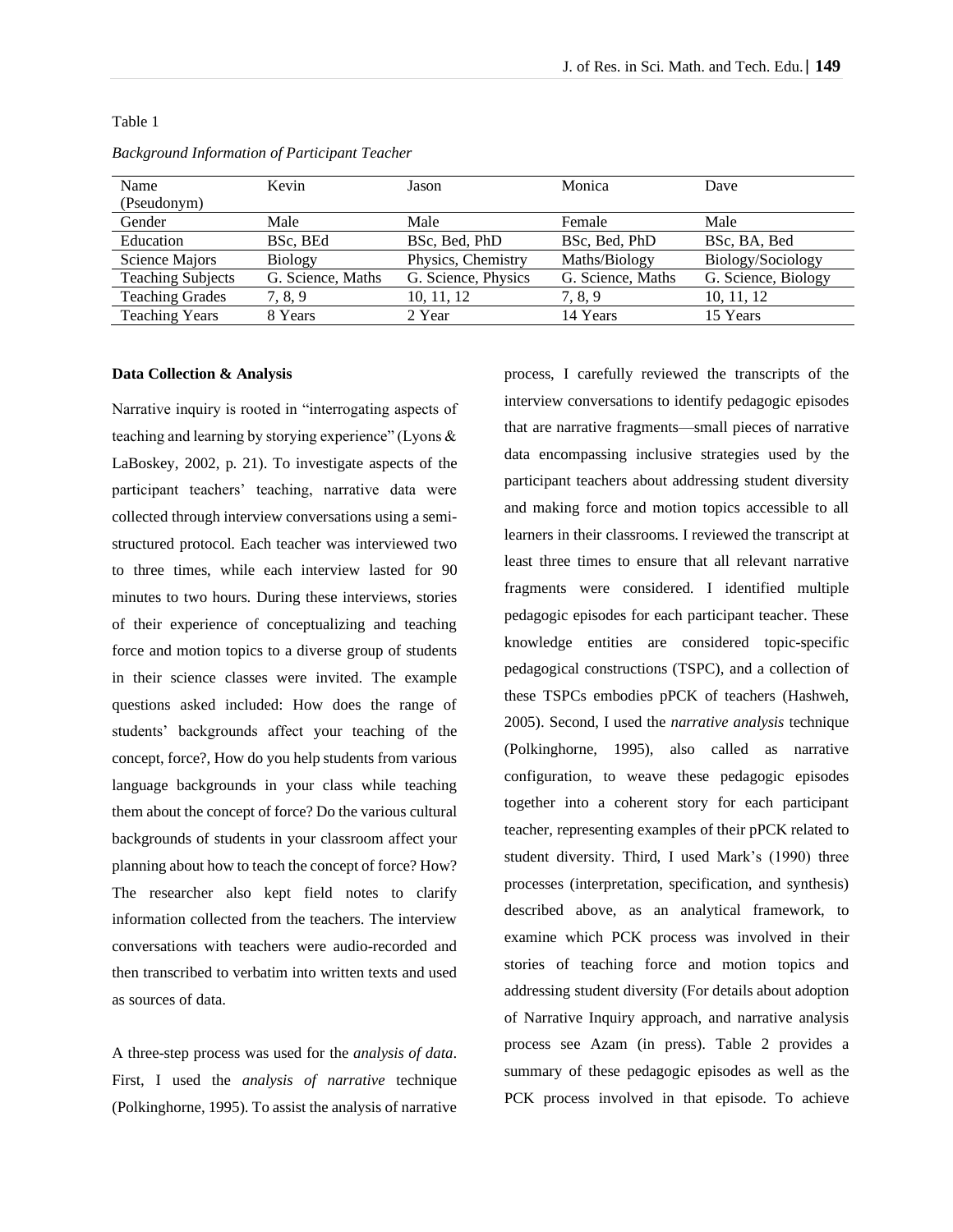Table 1

*Background Information of Participant Teacher*

| Name (Pseudonym) | Kevin | Jason | Monica | Dave |
|---|---|---|---|---|
| Gender | Male | Male | Female | Male |
| Education | BSc, BEd | BSc, Bed, PhD | BSc, Bed, PhD | BSc, BA, Bed |
| Science Majors | Biology | Physics, Chemistry | Maths/Biology | Biology/Sociology |
| Teaching Subjects | G. Science, Maths | G. Science, Physics | G. Science, Maths | G. Science, Biology |
| Teaching Grades | 7, 8, 9 | 10, 11, 12 | 7, 8, 9 | 10, 11, 12 |
| Teaching Years | 8 Years | 2 Year | 14 Years | 15 Years |

**Data Collection & Analysis**

Narrative inquiry is rooted in "interrogating aspects of teaching and learning by storying experience" (Lyons & LaBoskey, 2002, p. 21). To investigate aspects of the participant teachers' teaching, narrative data were collected through interview conversations using a semi-structured protocol. Each teacher was interviewed two to three times, while each interview lasted for 90 minutes to two hours. During these interviews, stories of their experience of conceptualizing and teaching force and motion topics to a diverse group of students in their science classes were invited. The example questions asked included: How does the range of students' backgrounds affect your teaching of the concept, force?, How do you help students from various language backgrounds in your class while teaching them about the concept of force? Do the various cultural backgrounds of students in your classroom affect your planning about how to teach the concept of force? How? The researcher also kept field notes to clarify information collected from the teachers. The interview conversations with teachers were audio-recorded and then transcribed to verbatim into written texts and used as sources of data.

A three-step process was used for the *analysis of data*. First, I used the *analysis of narrative* technique (Polkinghorne, 1995). To assist the analysis of narrative process, I carefully reviewed the transcripts of the interview conversations to identify pedagogic episodes that are narrative fragments—small pieces of narrative data encompassing inclusive strategies used by the participant teachers about addressing student diversity and making force and motion topics accessible to all learners in their classrooms. I reviewed the transcript at least three times to ensure that all relevant narrative fragments were considered. I identified multiple pedagogic episodes for each participant teacher. These knowledge entities are considered topic-specific pedagogical constructions (TSPC), and a collection of these TSPCs embodies pPCK of teachers (Hashweh, 2005). Second, I used the *narrative analysis* technique (Polkinghorne, 1995), also called as narrative configuration, to weave these pedagogic episodes together into a coherent story for each participant teacher, representing examples of their pPCK related to student diversity. Third, I used Mark's (1990) three processes (interpretation, specification, and synthesis) described above, as an analytical framework, to examine which PCK process was involved in their stories of teaching force and motion topics and addressing student diversity (For details about adoption of Narrative Inquiry approach, and narrative analysis process see Azam (in press). Table 2 provides a summary of these pedagogic episodes as well as the PCK process involved in that episode. To achieve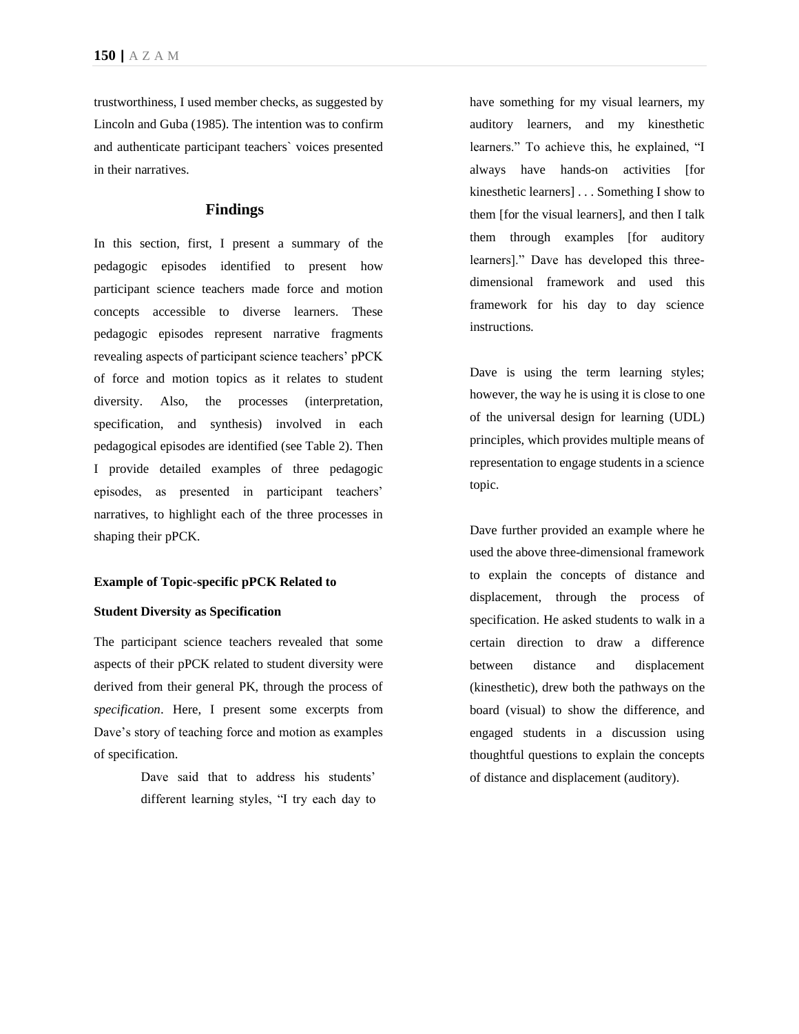trustworthiness, I used member checks, as suggested by Lincoln and Guba (1985). The intention was to confirm and authenticate participant teachers` voices presented in their narratives.

## Findings

In this section, first, I present a summary of the pedagogic episodes identified to present how participant science teachers made force and motion concepts accessible to diverse learners. These pedagogic episodes represent narrative fragments revealing aspects of participant science teachers' pPCK of force and motion topics as it relates to student diversity. Also, the processes (interpretation, specification, and synthesis) involved in each pedagogical episodes are identified (see Table 2). Then I provide detailed examples of three pedagogic episodes, as presented in participant teachers' narratives, to highlight each of the three processes in shaping their pPCK.

### Example of Topic-specific pPCK Related to Student Diversity as Specification

The participant science teachers revealed that some aspects of their pPCK related to student diversity were derived from their general PK, through the process of *specification*. Here, I present some excerpts from Dave's story of teaching force and motion as examples of specification.

> Dave said that to address his students' different learning styles, "I try each day to have something for my visual learners, my auditory learners, and my kinesthetic learners." To achieve this, he explained, "I always have hands-on activities [for kinesthetic learners] . . . Something I show to them [for the visual learners], and then I talk them through examples [for auditory learners]." Dave has developed this three-dimensional framework and used this framework for his day to day science instructions.

Dave is using the term learning styles; however, the way he is using it is close to one of the universal design for learning (UDL) principles, which provides multiple means of representation to engage students in a science topic.

Dave further provided an example where he used the above three-dimensional framework to explain the concepts of distance and displacement, through the process of specification. He asked students to walk in a certain direction to draw a difference between distance and displacement (kinesthetic), drew both the pathways on the board (visual) to show the difference, and engaged students in a discussion using thoughtful questions to explain the concepts of distance and displacement (auditory).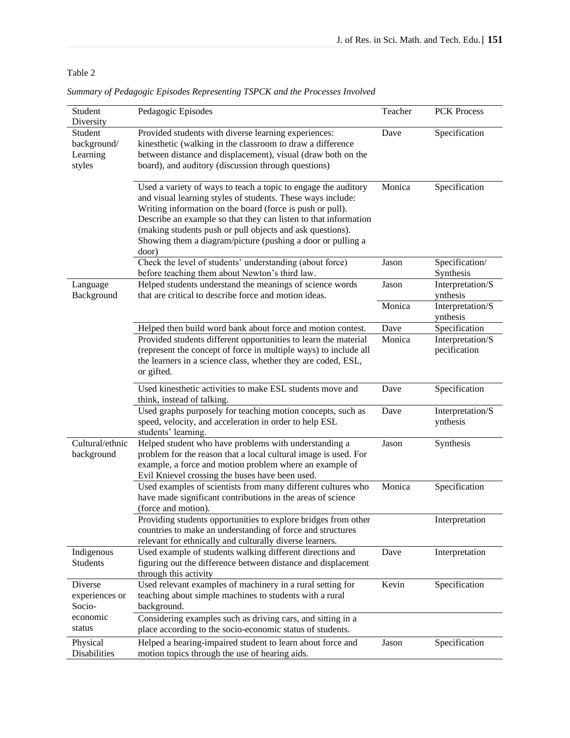Table 2

*Summary of Pedagogic Episodes Representing TSPCK and the Processes Involved*

| Student Diversity | Pedagogic Episodes | Teacher | PCK Process |
|---|---|---|---|
| Student background/ Learning styles | Provided students with diverse learning experiences: kinesthetic (walking in the classroom to draw a difference between distance and displacement), visual (draw both on the board), and auditory (discussion through questions) | Dave | Specification |
| | Used a variety of ways to teach a topic to engage the auditory and visual learning styles of students. These ways include: Writing information on the board (force is push or pull). Describe an example so that they can listen to that information (making students push or pull objects and ask questions). Showing them a diagram/picture (pushing a door or pulling a door) | Monica | Specification |
| | Check the level of students' understanding (about force) before teaching them about Newton's third law. | Jason | Specification/ Synthesis |
| Language Background | Helped students understand the meanings of science words that are critical to describe force and motion ideas. | Jason | Interpretation/Synthesis |
| | | Monica | Interpretation/Synthesis |
| | Helped then build word bank about force and motion contest. | Dave | Specification |
| | Provided students different opportunities to learn the material (represent the concept of force in multiple ways) to include all the learners in a science class, whether they are coded, ESL, or gifted. | Monica | Interpretation/Specification |
| | Used kinesthetic activities to make ESL students move and think, instead of talking. | Dave | Specification |
| | Used graphs purposely for teaching motion concepts, such as speed, velocity, and acceleration in order to help ESL students' learning. | Dave | Interpretation/Synthesis |
| Cultural/ethnic background | Helped student who have problems with understanding a problem for the reason that a local cultural image is used. For example, a force and motion problem where an example of Evil Knievel crossing the buses have been used. | Jason | Synthesis |
| | Used examples of scientists from many different cultures who have made significant contributions in the areas of science (force and motion). | Monica | Specification |
| | Providing students opportunities to explore bridges from other countries to make an understanding of force and structures relevant for ethnically and culturally diverse learners. | | Interpretation |
| Indigenous Students | Used example of students walking different directions and figuring out the difference between distance and displacement through this activity | Dave | Interpretation |
| Diverse experiences or Socio-economic status | Used relevant examples of machinery in a rural setting for teaching about simple machines to students with a rural background. | Kevin | Specification |
| | Considering examples such as driving cars, and sitting in a place according to the socio-economic status of students. | | |
| Physical Disabilities | Helped a hearing-impaired student to learn about force and motion topics through the use of hearing aids. | Jason | Specification |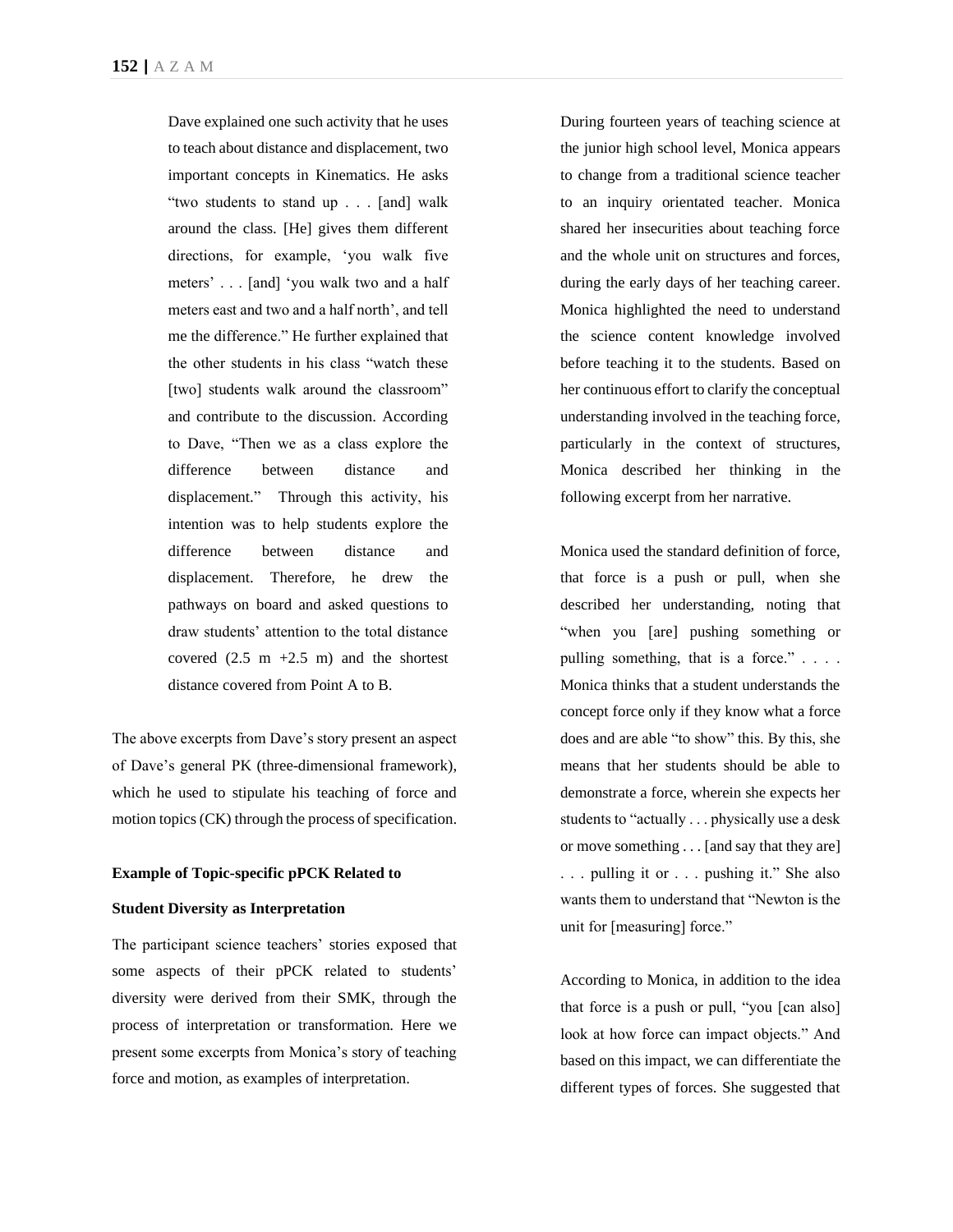> Dave explained one such activity that he uses to teach about distance and displacement, two important concepts in Kinematics. He asks "two students to stand up . . . [and] walk around the class. [He] gives them different directions, for example, 'you walk five meters' . . . [and] 'you walk two and a half meters east and two and a half north', and tell me the difference." He further explained that the other students in his class "watch these [two] students walk around the classroom" and contribute to the discussion. According to Dave, "Then we as a class explore the difference between distance and displacement." Through this activity, his intention was to help students explore the difference between distance and displacement. Therefore, he drew the pathways on board and asked questions to draw students' attention to the total distance covered (2.5 m +2.5 m) and the shortest distance covered from Point A to B.

The above excerpts from Dave's story present an aspect of Dave's general PK (three-dimensional framework), which he used to stipulate his teaching of force and motion topics (CK) through the process of specification.

**Example of Topic-specific pPCK Related to Student Diversity as Interpretation**

The participant science teachers' stories exposed that some aspects of their pPCK related to students' diversity were derived from their SMK, through the process of interpretation or transformation. Here we present some excerpts from Monica's story of teaching force and motion, as examples of interpretation.

> During fourteen years of teaching science at the junior high school level, Monica appears to change from a traditional science teacher to an inquiry orientated teacher. Monica shared her insecurities about teaching force and the whole unit on structures and forces, during the early days of her teaching career. Monica highlighted the need to understand the science content knowledge involved before teaching it to the students. Based on her continuous effort to clarify the conceptual understanding involved in the teaching force, particularly in the context of structures, Monica described her thinking in the following excerpt from her narrative.
>
> Monica used the standard definition of force, that force is a push or pull, when she described her understanding, noting that "when you [are] pushing something or pulling something, that is a force." . . . . Monica thinks that a student understands the concept force only if they know what a force does and are able "to show" this. By this, she means that her students should be able to demonstrate a force, wherein she expects her students to "actually . . . physically use a desk or move something . . . [and say that they are] . . . pulling it or . . . pushing it." She also wants them to understand that "Newton is the unit for [measuring] force."
>
> According to Monica, in addition to the idea that force is a push or pull, "you [can also] look at how force can impact objects." And based on this impact, we can differentiate the different types of forces. She suggested that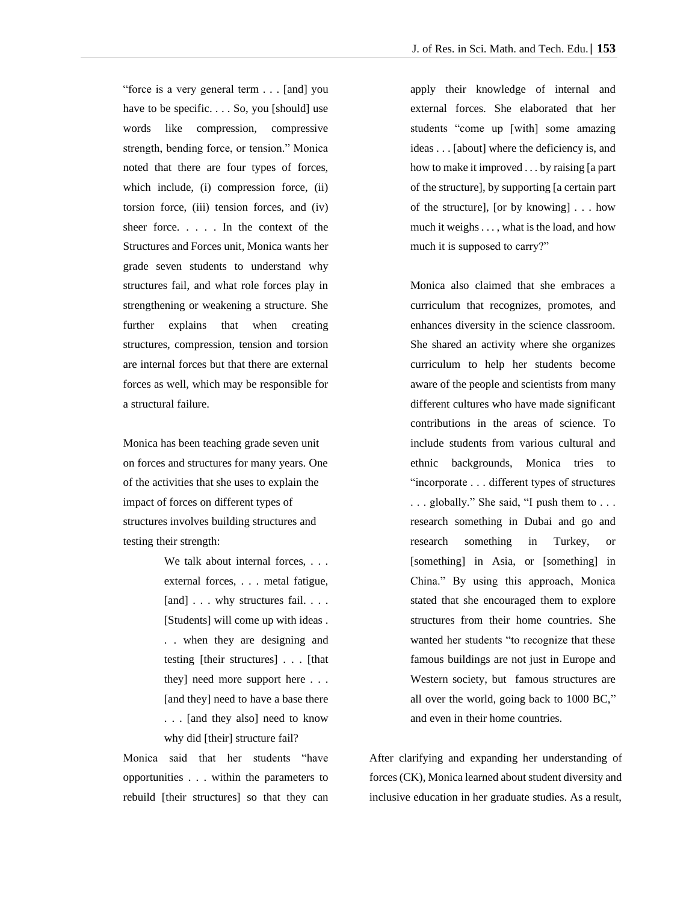"force is a very general term . . . [and] you have to be specific. . . . So, you [should] use words like compression, compressive strength, bending force, or tension." Monica noted that there are four types of forces, which include, (i) compression force, (ii) torsion force, (iii) tension forces, and (iv) sheer force. . . . . In the context of the Structures and Forces unit, Monica wants her grade seven students to understand why structures fail, and what role forces play in strengthening or weakening a structure. She further explains that when creating structures, compression, tension and torsion are internal forces but that there are external forces as well, which may be responsible for a structural failure.

Monica has been teaching grade seven unit on forces and structures for many years. One of the activities that she uses to explain the impact of forces on different types of structures involves building structures and testing their strength:

> We talk about internal forces, . . . external forces, . . . metal fatigue, [and] . . . why structures fail. . . . [Students] will come up with ideas . . . when they are designing and testing [their structures] . . . [that they] need more support here . . . [and they] need to have a base there . . . [and they also] need to know why did [their] structure fail?

Monica said that her students "have opportunities . . . within the parameters to rebuild [their structures] so that they can apply their knowledge of internal and external forces. She elaborated that her students "come up [with] some amazing ideas . . . [about] where the deficiency is, and how to make it improved . . . by raising [a part of the structure], by supporting [a certain part of the structure], [or by knowing] . . . how much it weighs . . . , what is the load, and how much it is supposed to carry?"

Monica also claimed that she embraces a curriculum that recognizes, promotes, and enhances diversity in the science classroom. She shared an activity where she organizes curriculum to help her students become aware of the people and scientists from many different cultures who have made significant contributions in the areas of science. To include students from various cultural and ethnic backgrounds, Monica tries to "incorporate . . . different types of structures . . . globally." She said, "I push them to . . . research something in Dubai and go and research something in Turkey, or [something] in Asia, or [something] in China." By using this approach, Monica stated that she encouraged them to explore structures from their home countries. She wanted her students "to recognize that these famous buildings are not just in Europe and Western society, but famous structures are all over the world, going back to 1000 BC," and even in their home countries.

After clarifying and expanding her understanding of forces (CK), Monica learned about student diversity and inclusive education in her graduate studies. As a result,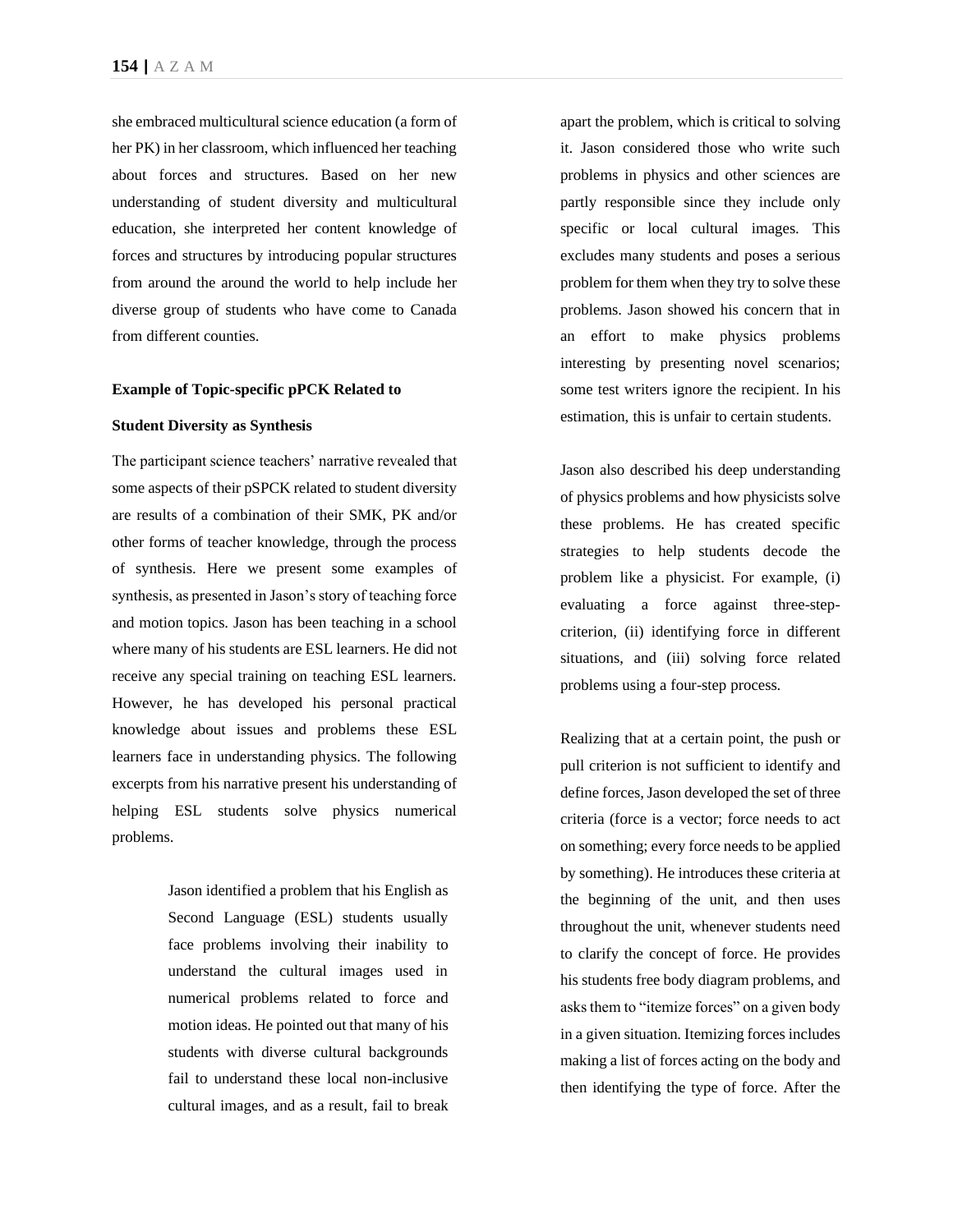she embraced multicultural science education (a form of her PK) in her classroom, which influenced her teaching about forces and structures. Based on her new understanding of student diversity and multicultural education, she interpreted her content knowledge of forces and structures by introducing popular structures from around the around the world to help include her diverse group of students who have come to Canada from different counties.

**Example of Topic-specific pPCK Related to Student Diversity as Synthesis**

The participant science teachers' narrative revealed that some aspects of their pSPCK related to student diversity are results of a combination of their SMK, PK and/or other forms of teacher knowledge, through the process of synthesis. Here we present some examples of synthesis, as presented in Jason's story of teaching force and motion topics. Jason has been teaching in a school where many of his students are ESL learners. He did not receive any special training on teaching ESL learners. However, he has developed his personal practical knowledge about issues and problems these ESL learners face in understanding physics. The following excerpts from his narrative present his understanding of helping ESL students solve physics numerical problems.

> Jason identified a problem that his English as Second Language (ESL) students usually face problems involving their inability to understand the cultural images used in numerical problems related to force and motion ideas. He pointed out that many of his students with diverse cultural backgrounds fail to understand these local non-inclusive cultural images, and as a result, fail to break apart the problem, which is critical to solving it. Jason considered those who write such problems in physics and other sciences are partly responsible since they include only specific or local cultural images. This excludes many students and poses a serious problem for them when they try to solve these problems. Jason showed his concern that in an effort to make physics problems interesting by presenting novel scenarios; some test writers ignore the recipient. In his estimation, this is unfair to certain students.
>
> Jason also described his deep understanding of physics problems and how physicists solve these problems. He has created specific strategies to help students decode the problem like a physicist. For example, (i) evaluating a force against three-step-criterion, (ii) identifying force in different situations, and (iii) solving force related problems using a four-step process.
>
> Realizing that at a certain point, the push or pull criterion is not sufficient to identify and define forces, Jason developed the set of three criteria (force is a vector; force needs to act on something; every force needs to be applied by something). He introduces these criteria at the beginning of the unit, and then uses throughout the unit, whenever students need to clarify the concept of force. He provides his students free body diagram problems, and asks them to "itemize forces" on a given body in a given situation. Itemizing forces includes making a list of forces acting on the body and then identifying the type of force. After the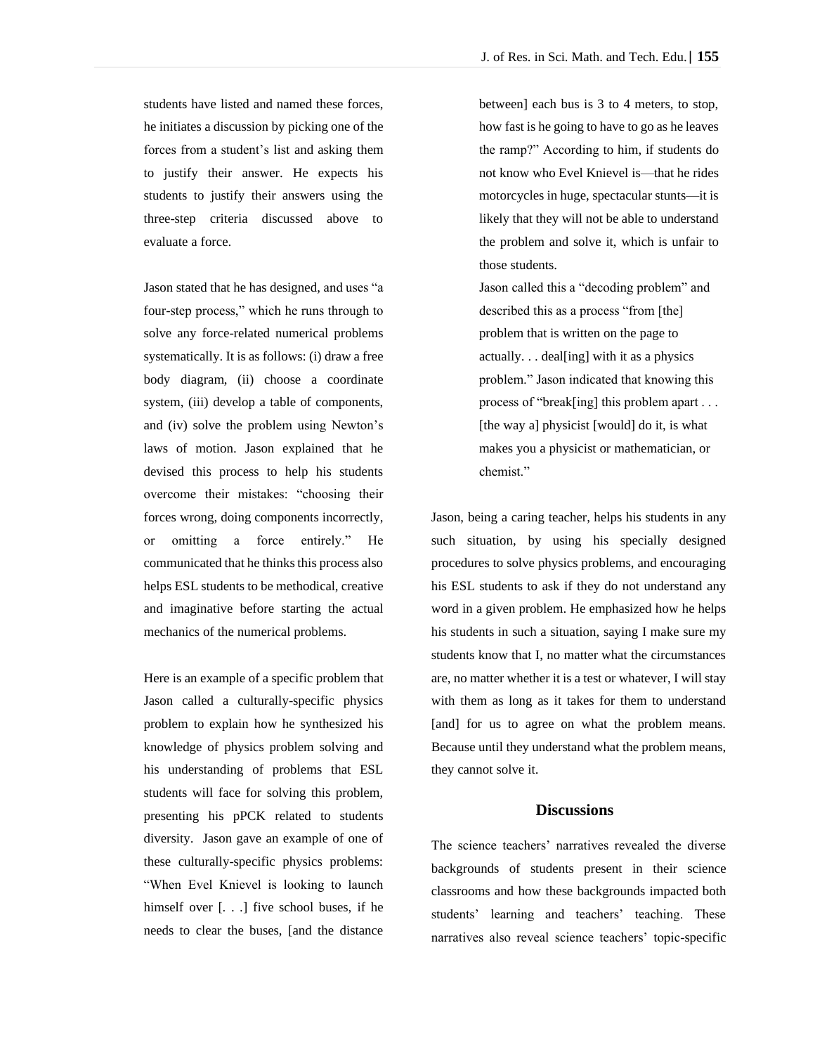students have listed and named these forces, he initiates a discussion by picking one of the forces from a student's list and asking them to justify their answer. He expects his students to justify their answers using the three-step criteria discussed above to evaluate a force.

Jason stated that he has designed, and uses "a four-step process," which he runs through to solve any force-related numerical problems systematically. It is as follows: (i) draw a free body diagram, (ii) choose a coordinate system, (iii) develop a table of components, and (iv) solve the problem using Newton's laws of motion. Jason explained that he devised this process to help his students overcome their mistakes: "choosing their forces wrong, doing components incorrectly, or omitting a force entirely." He communicated that he thinks this process also helps ESL students to be methodical, creative and imaginative before starting the actual mechanics of the numerical problems.

Here is an example of a specific problem that Jason called a culturally-specific physics problem to explain how he synthesized his knowledge of physics problem solving and his understanding of problems that ESL students will face for solving this problem, presenting his pPCK related to students diversity. Jason gave an example of one of these culturally-specific physics problems: "When Evel Knievel is looking to launch himself over [. . .] five school buses, if he needs to clear the buses, [and the distance between] each bus is 3 to 4 meters, to stop, how fast is he going to have to go as he leaves the ramp?" According to him, if students do not know who Evel Knievel is—that he rides motorcycles in huge, spectacular stunts—it is likely that they will not be able to understand the problem and solve it, which is unfair to those students.

> Jason called this a "decoding problem" and described this as a process "from [the] problem that is written on the page to actually. . . deal[ing] with it as a physics problem." Jason indicated that knowing this process of "break[ing] this problem apart . . . [the way a] physicist [would] do it, is what makes you a physicist or mathematician, or chemist."

Jason, being a caring teacher, helps his students in any such situation, by using his specially designed procedures to solve physics problems, and encouraging his ESL students to ask if they do not understand any word in a given problem. He emphasized how he helps his students in such a situation, saying I make sure my students know that I, no matter what the circumstances are, no matter whether it is a test or whatever, I will stay with them as long as it takes for them to understand [and] for us to agree on what the problem means. Because until they understand what the problem means, they cannot solve it.

## Discussions

The science teachers' narratives revealed the diverse backgrounds of students present in their science classrooms and how these backgrounds impacted both students' learning and teachers' teaching. These narratives also reveal science teachers' topic-specific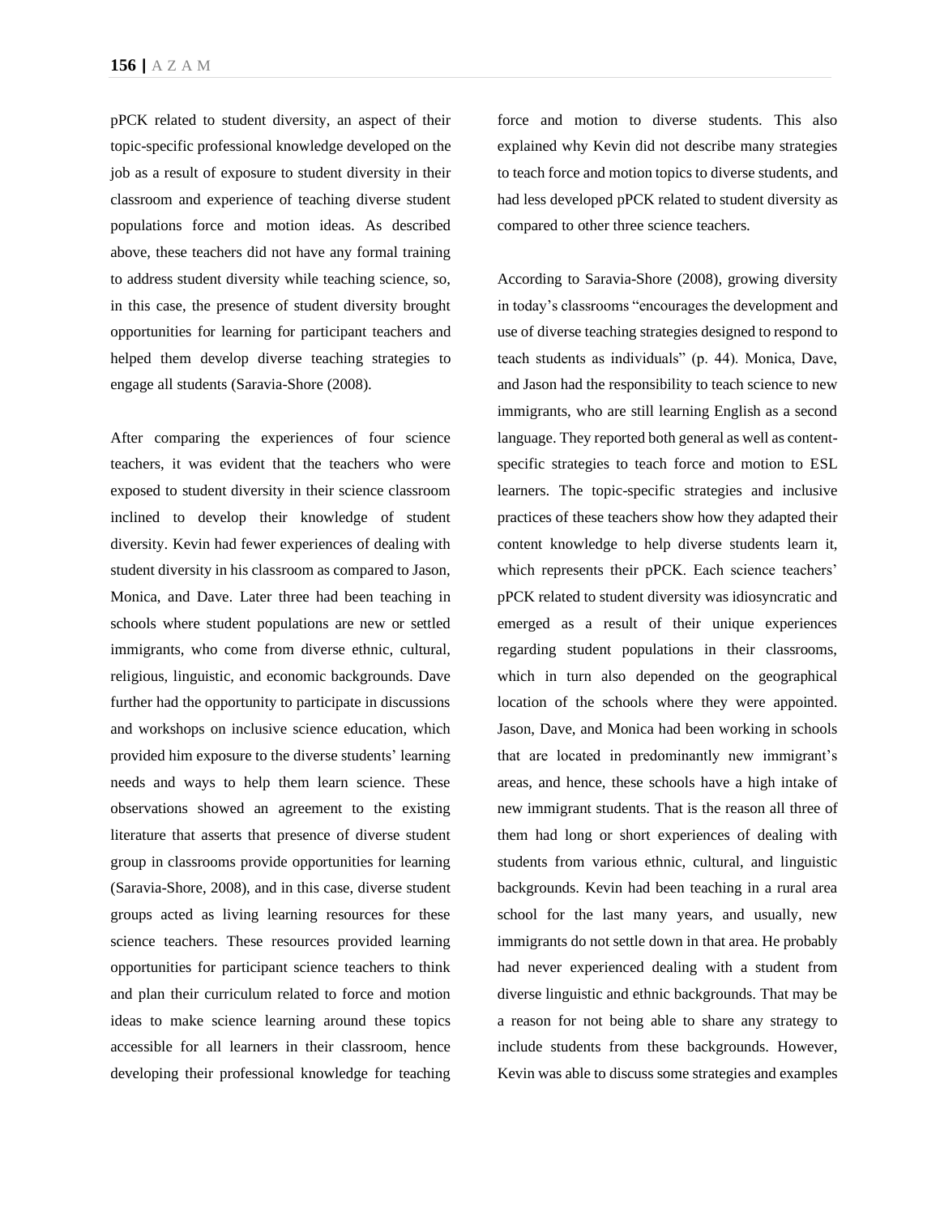pPCK related to student diversity, an aspect of their topic-specific professional knowledge developed on the job as a result of exposure to student diversity in their classroom and experience of teaching diverse student populations force and motion ideas. As described above, these teachers did not have any formal training to address student diversity while teaching science, so, in this case, the presence of student diversity brought opportunities for learning for participant teachers and helped them develop diverse teaching strategies to engage all students (Saravia-Shore (2008).

After comparing the experiences of four science teachers, it was evident that the teachers who were exposed to student diversity in their science classroom inclined to develop their knowledge of student diversity. Kevin had fewer experiences of dealing with student diversity in his classroom as compared to Jason, Monica, and Dave. Later three had been teaching in schools where student populations are new or settled immigrants, who come from diverse ethnic, cultural, religious, linguistic, and economic backgrounds. Dave further had the opportunity to participate in discussions and workshops on inclusive science education, which provided him exposure to the diverse students' learning needs and ways to help them learn science. These observations showed an agreement to the existing literature that asserts that presence of diverse student group in classrooms provide opportunities for learning (Saravia-Shore, 2008), and in this case, diverse student groups acted as living learning resources for these science teachers. These resources provided learning opportunities for participant science teachers to think and plan their curriculum related to force and motion ideas to make science learning around these topics accessible for all learners in their classroom, hence developing their professional knowledge for teaching force and motion to diverse students. This also explained why Kevin did not describe many strategies to teach force and motion topics to diverse students, and had less developed pPCK related to student diversity as compared to other three science teachers.

According to Saravia-Shore (2008), growing diversity in today's classrooms "encourages the development and use of diverse teaching strategies designed to respond to teach students as individuals" (p. 44). Monica, Dave, and Jason had the responsibility to teach science to new immigrants, who are still learning English as a second language. They reported both general as well as content-specific strategies to teach force and motion to ESL learners. The topic-specific strategies and inclusive practices of these teachers show how they adapted their content knowledge to help diverse students learn it, which represents their pPCK. Each science teachers' pPCK related to student diversity was idiosyncratic and emerged as a result of their unique experiences regarding student populations in their classrooms, which in turn also depended on the geographical location of the schools where they were appointed. Jason, Dave, and Monica had been working in schools that are located in predominantly new immigrant's areas, and hence, these schools have a high intake of new immigrant students. That is the reason all three of them had long or short experiences of dealing with students from various ethnic, cultural, and linguistic backgrounds. Kevin had been teaching in a rural area school for the last many years, and usually, new immigrants do not settle down in that area. He probably had never experienced dealing with a student from diverse linguistic and ethnic backgrounds. That may be a reason for not being able to share any strategy to include students from these backgrounds. However, Kevin was able to discuss some strategies and examples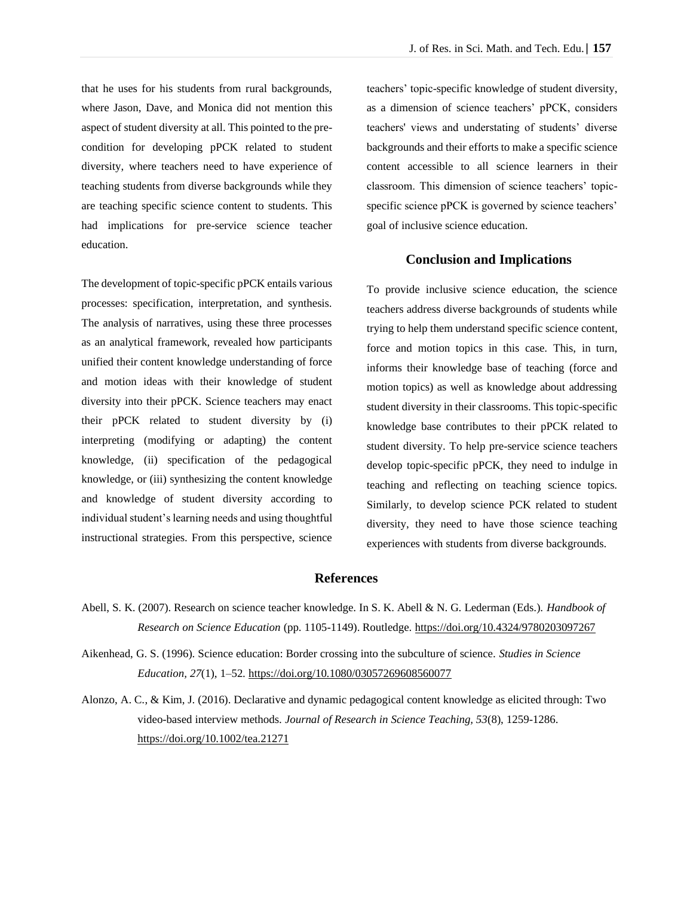that he uses for his students from rural backgrounds, where Jason, Dave, and Monica did not mention this aspect of student diversity at all. This pointed to the pre-condition for developing pPCK related to student diversity, where teachers need to have experience of teaching students from diverse backgrounds while they are teaching specific science content to students. This had implications for pre-service science teacher education.

The development of topic-specific pPCK entails various processes: specification, interpretation, and synthesis. The analysis of narratives, using these three processes as an analytical framework, revealed how participants unified their content knowledge understanding of force and motion ideas with their knowledge of student diversity into their pPCK. Science teachers may enact their pPCK related to student diversity by (i) interpreting (modifying or adapting) the content knowledge, (ii) specification of the pedagogical knowledge, or (iii) synthesizing the content knowledge and knowledge of student diversity according to individual student's learning needs and using thoughtful instructional strategies. From this perspective, science teachers' topic-specific knowledge of student diversity, as a dimension of science teachers' pPCK, considers teachers' views and understating of students' diverse backgrounds and their efforts to make a specific science content accessible to all science learners in their classroom. This dimension of science teachers' topic-specific science pPCK is governed by science teachers' goal of inclusive science education.

## Conclusion and Implications

To provide inclusive science education, the science teachers address diverse backgrounds of students while trying to help them understand specific science content, force and motion topics in this case. This, in turn, informs their knowledge base of teaching (force and motion topics) as well as knowledge about addressing student diversity in their classrooms. This topic-specific knowledge base contributes to their pPCK related to student diversity. To help pre-service science teachers develop topic-specific pPCK, they need to indulge in teaching and reflecting on teaching science topics. Similarly, to develop science PCK related to student diversity, they need to have those science teaching experiences with students from diverse backgrounds.

## References

Abell, S. K. (2007). Research on science teacher knowledge. In S. K. Abell & N. G. Lederman (Eds.). *Handbook of Research on Science Education* (pp. 1105-1149). Routledge. https://doi.org/10.4324/9780203097267

Aikenhead, G. S. (1996). Science education: Border crossing into the subculture of science. *Studies in Science Education, 27*(1), 1–52. https://doi.org/10.1080/03057269608560077

Alonzo, A. C., & Kim, J. (2016). Declarative and dynamic pedagogical content knowledge as elicited through: Two video-based interview methods. *Journal of Research in Science Teaching, 53*(8), 1259-1286. https://doi.org/10.1002/tea.21271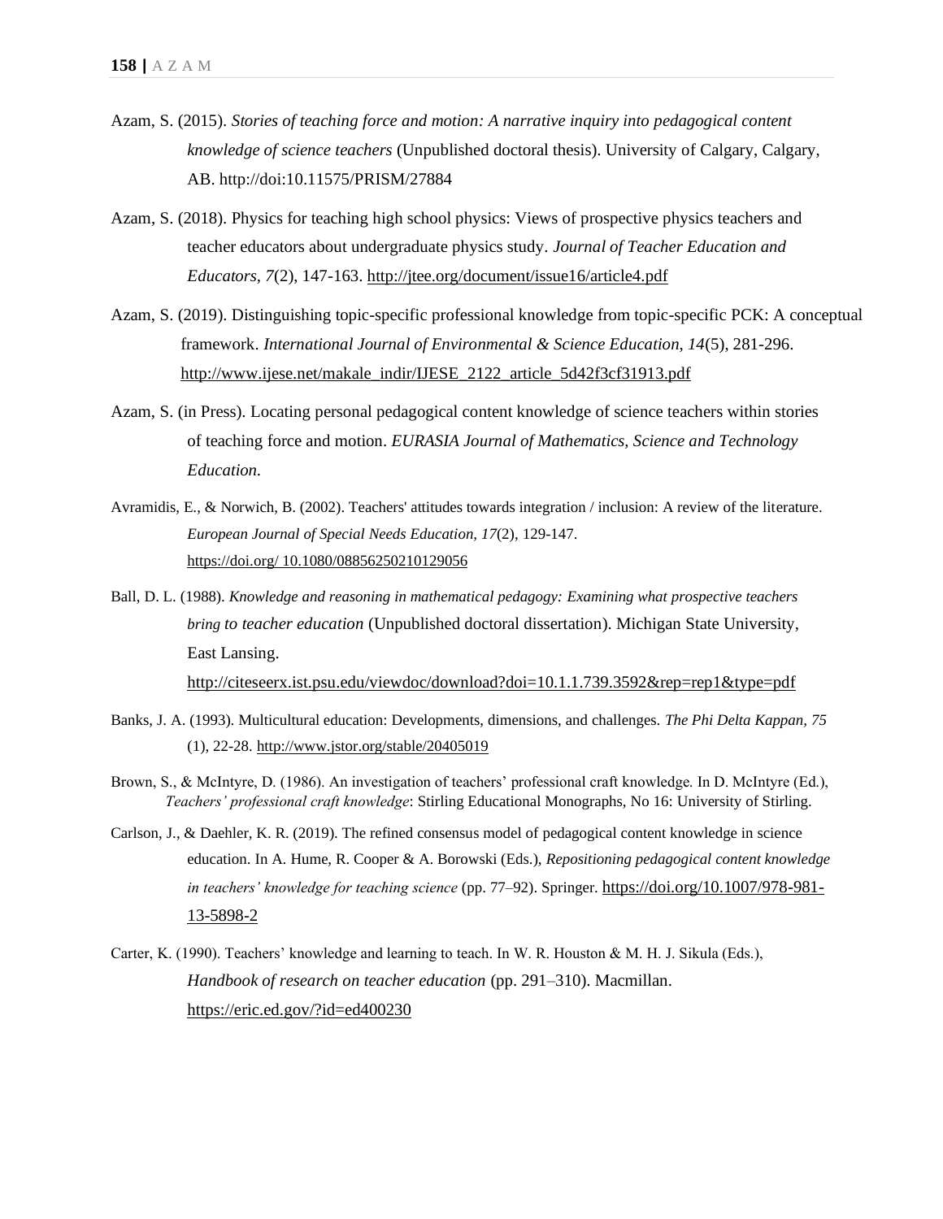Azam, S. (2015). *Stories of teaching force and motion: A narrative inquiry into pedagogical content knowledge of science teachers* (Unpublished doctoral thesis). University of Calgary, Calgary, AB. http://doi:10.11575/PRISM/27884

Azam, S. (2018). Physics for teaching high school physics: Views of prospective physics teachers and teacher educators about undergraduate physics study. *Journal of Teacher Education and Educators, 7*(2), 147-163. http://jtee.org/document/issue16/article4.pdf

Azam, S. (2019). Distinguishing topic-specific professional knowledge from topic-specific PCK: A conceptual framework. *International Journal of Environmental & Science Education, 14*(5), 281-296. http://www.ijese.net/makale_indir/IJESE_2122_article_5d42f3cf31913.pdf

Azam, S. (in Press). Locating personal pedagogical content knowledge of science teachers within stories of teaching force and motion. *EURASIA Journal of Mathematics, Science and Technology Education.*

Avramidis, E., & Norwich, B. (2002). Teachers' attitudes towards integration / inclusion: A review of the literature. *European Journal of Special Needs Education, 17*(2), 129-147. https://doi.org/ 10.1080/08856250210129056

Ball, D. L. (1988). *Knowledge and reasoning in mathematical pedagogy: Examining what prospective teachers bring to teacher education* (Unpublished doctoral dissertation). Michigan State University, East Lansing. http://citeseerx.ist.psu.edu/viewdoc/download?doi=10.1.1.739.3592&rep=rep1&type=pdf

Banks, J. A. (1993). Multicultural education: Developments, dimensions, and challenges. *The Phi Delta Kappan, 75* (1), 22-28. http://www.jstor.org/stable/20405019

Brown, S., & McIntyre, D. (1986). An investigation of teachers' professional craft knowledge. In D. McIntyre (Ed.), *Teachers' professional craft knowledge*: Stirling Educational Monographs, No 16: University of Stirling.

Carlson, J., & Daehler, K. R. (2019). The refined consensus model of pedagogical content knowledge in science education. In A. Hume, R. Cooper & A. Borowski (Eds.), *Repositioning pedagogical content knowledge in teachers' knowledge for teaching science* (pp. 77–92). Springer. https://doi.org/10.1007/978-981-13-5898-2

Carter, K. (1990). Teachers' knowledge and learning to teach. In W. R. Houston & M. H. J. Sikula (Eds.), *Handbook of research on teacher education* (pp. 291–310). Macmillan. https://eric.ed.gov/?id=ed400230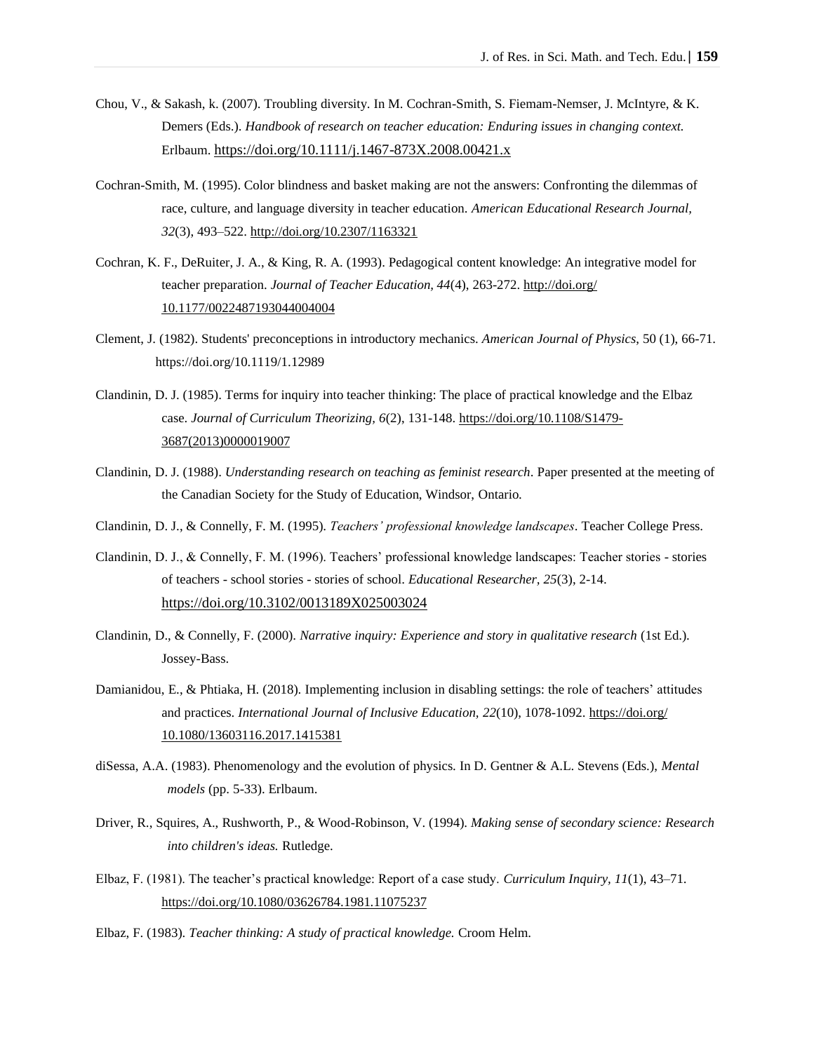Chou, V., & Sakash, k. (2007). Troubling diversity. In M. Cochran-Smith, S. Fiemam-Nemser, J. McIntyre, & K. Demers (Eds.). *Handbook of research on teacher education: Enduring issues in changing context.* Erlbaum. https://doi.org/10.1111/j.1467-873X.2008.00421.x

Cochran-Smith, M. (1995). Color blindness and basket making are not the answers: Confronting the dilemmas of race, culture, and language diversity in teacher education. *American Educational Research Journal, 32*(3), 493–522. http://doi.org/10.2307/1163321

Cochran, K. F., DeRuiter, J. A., & King, R. A. (1993). Pedagogical content knowledge: An integrative model for teacher preparation. *Journal of Teacher Education, 44*(4), 263-272. http://doi.org/ 10.1177/0022487193044004004

Clement, J. (1982). Students' preconceptions in introductory mechanics. *American Journal of Physics*, 50 (1), 66-71. https://doi.org/10.1119/1.12989

Clandinin, D. J. (1985). Terms for inquiry into teacher thinking: The place of practical knowledge and the Elbaz case. *Journal of Curriculum Theorizing, 6*(2), 131-148. https://doi.org/10.1108/S1479-3687(2013)0000019007

Clandinin, D. J. (1988). *Understanding research on teaching as feminist research*. Paper presented at the meeting of the Canadian Society for the Study of Education, Windsor, Ontario.

Clandinin, D. J., & Connelly, F. M. (1995). *Teachers' professional knowledge landscapes*. Teacher College Press.

Clandinin, D. J., & Connelly, F. M. (1996). Teachers' professional knowledge landscapes: Teacher stories - stories of teachers - school stories - stories of school. *Educational Researcher, 25*(3), 2-14. https://doi.org/10.3102/0013189X025003024

Clandinin, D., & Connelly, F. (2000). *Narrative inquiry: Experience and story in qualitative research* (1st Ed.). Jossey-Bass.

Damianidou, E., & Phtiaka, H. (2018). Implementing inclusion in disabling settings: the role of teachers' attitudes and practices. *International Journal of Inclusive Education, 22*(10), 1078-1092. https://doi.org/ 10.1080/13603116.2017.1415381

diSessa, A.A. (1983). Phenomenology and the evolution of physics. In D. Gentner & A.L. Stevens (Eds.), *Mental models* (pp. 5-33). Erlbaum.

Driver, R., Squires, A., Rushworth, P., & Wood-Robinson, V. (1994). *Making sense of secondary science: Research into children's ideas.* Rutledge.

Elbaz, F. (1981). The teacher's practical knowledge: Report of a case study. *Curriculum Inquiry, 11*(1), 43–71. https://doi.org/10.1080/03626784.1981.11075237

Elbaz, F. (1983). *Teacher thinking: A study of practical knowledge.* Croom Helm.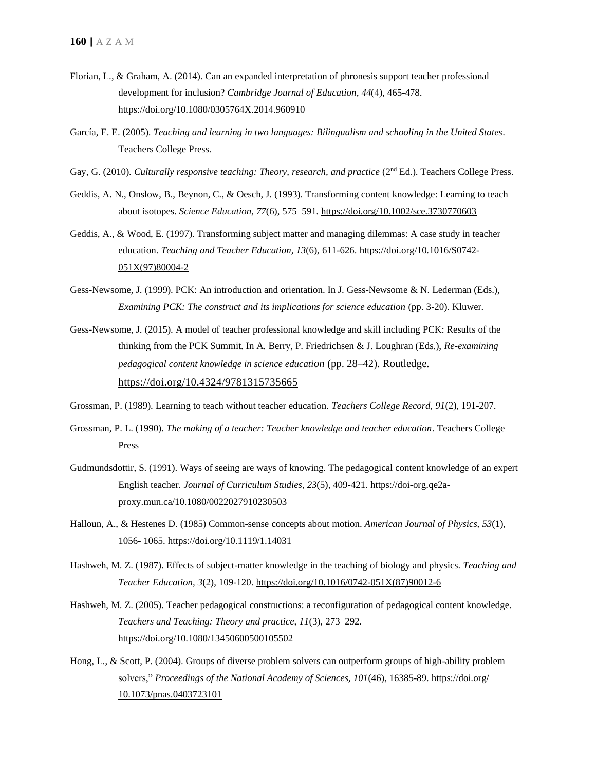Florian, L., & Graham, A. (2014). Can an expanded interpretation of phronesis support teacher professional development for inclusion? *Cambridge Journal of Education, 44*(4), 465-478. https://doi.org/10.1080/0305764X.2014.960910

García, E. E. (2005). *Teaching and learning in two languages: Bilingualism and schooling in the United States*. Teachers College Press.

Gay, G. (2010). *Culturally responsive teaching: Theory, research, and practice* (2nd Ed.). Teachers College Press.

Geddis, A. N., Onslow, B., Beynon, C., & Oesch, J. (1993). Transforming content knowledge: Learning to teach about isotopes. *Science Education, 77*(6), 575–591. https://doi.org/10.1002/sce.3730770603

Geddis, A., & Wood, E. (1997). Transforming subject matter and managing dilemmas: A case study in teacher education. *Teaching and Teacher Education, 13*(6), 611-626. https://doi.org/10.1016/S0742-051X(97)80004-2

Gess-Newsome, J. (1999). PCK: An introduction and orientation. In J. Gess-Newsome & N. Lederman (Eds.), *Examining PCK: The construct and its implications for science education* (pp. 3-20). Kluwer.

Gess-Newsome, J. (2015). A model of teacher professional knowledge and skill including PCK: Results of the thinking from the PCK Summit. In A. Berry, P. Friedrichsen & J. Loughran (Eds.), *Re-examining pedagogical content knowledge in science education* (pp. 28–42). Routledge. https://doi.org/10.4324/9781315735665

Grossman, P. (1989). Learning to teach without teacher education. *Teachers College Record, 91*(2), 191-207.

Grossman, P. L. (1990). *The making of a teacher: Teacher knowledge and teacher education*. Teachers College Press

Gudmundsdottir, S. (1991). Ways of seeing are ways of knowing. The pedagogical content knowledge of an expert English teacher. *Journal of Curriculum Studies, 23*(5), 409-421. https://doi-org.qe2a-proxy.mun.ca/10.1080/0022027910230503

Halloun, A., & Hestenes D. (1985) Common-sense concepts about motion. *American Journal of Physics, 53*(1), 1056- 1065. https://doi.org/10.1119/1.14031

Hashweh, M. Z. (1987). Effects of subject-matter knowledge in the teaching of biology and physics. *Teaching and Teacher Education, 3*(2), 109-120. https://doi.org/10.1016/0742-051X(87)90012-6

Hashweh, M. Z. (2005). Teacher pedagogical constructions: a reconfiguration of pedagogical content knowledge. *Teachers and Teaching: Theory and practice, 11*(3), 273–292. https://doi.org/10.1080/13450600500105502

Hong, L., & Scott, P. (2004). Groups of diverse problem solvers can outperform groups of high-ability problem solvers," *Proceedings of the National Academy of Sciences, 101*(46), 16385-89. https://doi.org/10.1073/pnas.0403723101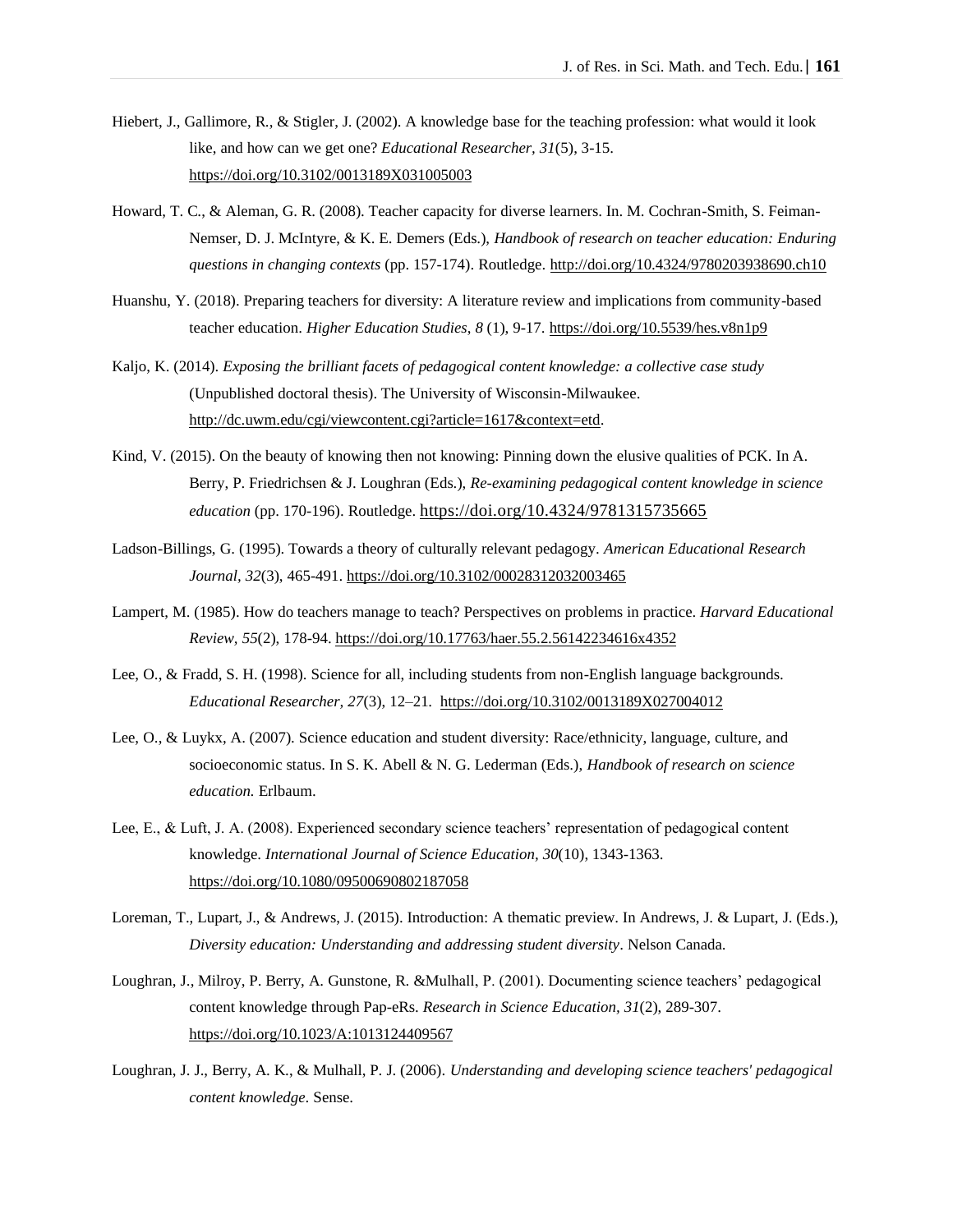Hiebert, J., Gallimore, R., & Stigler, J. (2002). A knowledge base for the teaching profession: what would it look like, and how can we get one? *Educational Researcher, 31*(5), 3-15. https://doi.org/10.3102/0013189X031005003

Howard, T. C., & Aleman, G. R. (2008). Teacher capacity for diverse learners. In. M. Cochran-Smith, S. Feiman-Nemser, D. J. McIntyre, & K. E. Demers (Eds.), *Handbook of research on teacher education: Enduring questions in changing contexts* (pp. 157-174). Routledge. http://doi.org/10.4324/9780203938690.ch10

Huanshu, Y. (2018). Preparing teachers for diversity: A literature review and implications from community-based teacher education. *Higher Education Studies*, *8* (1), 9-17. https://doi.org/10.5539/hes.v8n1p9

Kaljo, K. (2014). *Exposing the brilliant facets of pedagogical content knowledge: a collective case study* (Unpublished doctoral thesis). The University of Wisconsin-Milwaukee. http://dc.uwm.edu/cgi/viewcontent.cgi?article=1617&context=etd.

Kind, V. (2015). On the beauty of knowing then not knowing: Pinning down the elusive qualities of PCK. In A. Berry, P. Friedrichsen & J. Loughran (Eds.), *Re-examining pedagogical content knowledge in science education* (pp. 170-196). Routledge. https://doi.org/10.4324/9781315735665

Ladson-Billings, G. (1995). Towards a theory of culturally relevant pedagogy. *American Educational Research Journal*, *32*(3), 465-491. https://doi.org/10.3102/00028312032003465

Lampert, M. (1985). How do teachers manage to teach? Perspectives on problems in practice. *Harvard Educational Review, 55*(2), 178-94. https://doi.org/10.17763/haer.55.2.56142234616x4352

Lee, O., & Fradd, S. H. (1998). Science for all, including students from non-English language backgrounds. *Educational Researcher, 27*(3), 12–21. https://doi.org/10.3102/0013189X027004012

Lee, O., & Luykx, A. (2007). Science education and student diversity: Race/ethnicity, language, culture, and socioeconomic status. In S. K. Abell & N. G. Lederman (Eds.), *Handbook of research on science education.* Erlbaum.

Lee, E., & Luft, J. A. (2008). Experienced secondary science teachers' representation of pedagogical content knowledge. *International Journal of Science Education, 30*(10), 1343-1363. https://doi.org/10.1080/09500690802187058

Loreman, T., Lupart, J., & Andrews, J. (2015). Introduction: A thematic preview. In Andrews, J. & Lupart, J. (Eds.), *Diversity education: Understanding and addressing student diversity*. Nelson Canada.

Loughran, J., Milroy, P. Berry, A. Gunstone, R. &Mulhall, P. (2001). Documenting science teachers' pedagogical content knowledge through Pap-eRs. *Research in Science Education, 31*(2), 289-307. https://doi.org/10.1023/A:1013124409567

Loughran, J. J., Berry, A. K., & Mulhall, P. J. (2006). *Understanding and developing science teachers' pedagogical content knowledge*. Sense.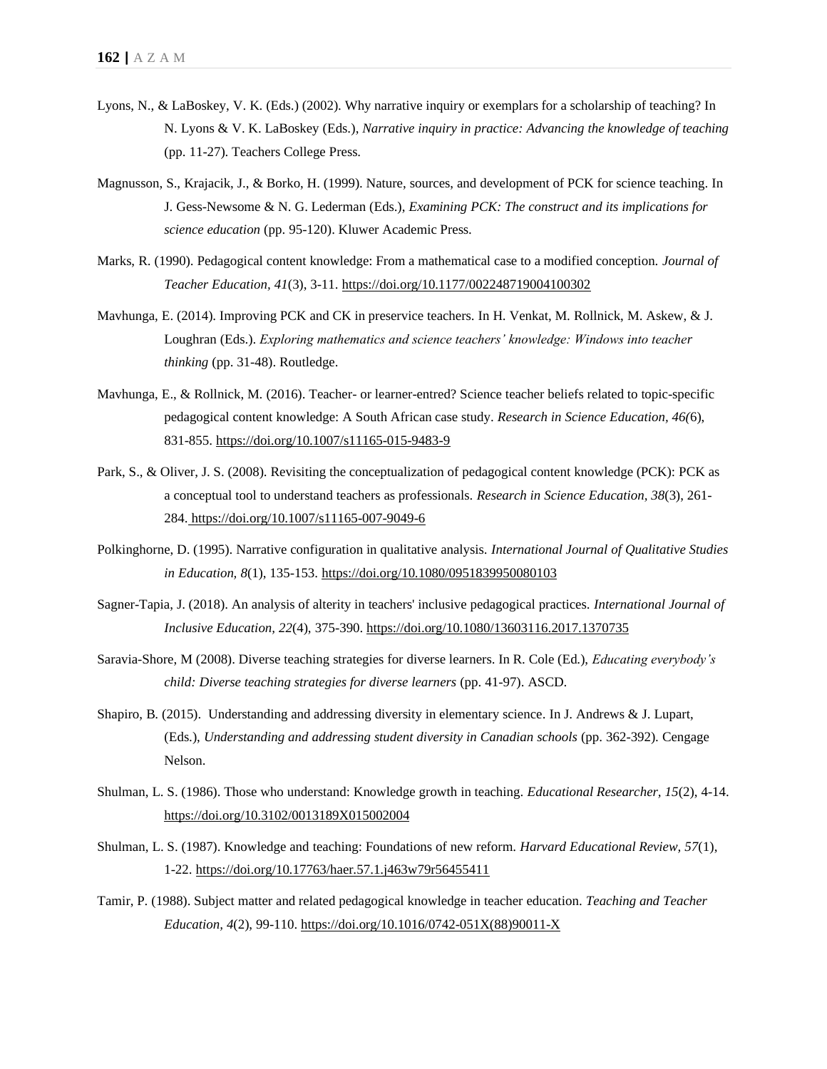Lyons, N., & LaBoskey, V. K. (Eds.) (2002). Why narrative inquiry or exemplars for a scholarship of teaching? In N. Lyons & V. K. LaBoskey (Eds.), *Narrative inquiry in practice: Advancing the knowledge of teaching* (pp. 11-27). Teachers College Press.

Magnusson, S., Krajacik, J., & Borko, H. (1999). Nature, sources, and development of PCK for science teaching. In J. Gess-Newsome & N. G. Lederman (Eds.), *Examining PCK: The construct and its implications for science education* (pp. 95-120). Kluwer Academic Press.

Marks, R. (1990). Pedagogical content knowledge: From a mathematical case to a modified conception. *Journal of Teacher Education, 41*(3), 3-11. https://doi.org/10.1177/002248719004100302

Mavhunga, E. (2014). Improving PCK and CK in preservice teachers. In H. Venkat, M. Rollnick, M. Askew, & J. Loughran (Eds.). *Exploring mathematics and science teachers' knowledge: Windows into teacher thinking* (pp. 31-48). Routledge.

Mavhunga, E., & Rollnick, M. (2016). Teacher- or learner-entred? Science teacher beliefs related to topic-specific pedagogical content knowledge: A South African case study. *Research in Science Education, 46(*6), 831-855. https://doi.org/10.1007/s11165-015-9483-9

Park, S., & Oliver, J. S. (2008). Revisiting the conceptualization of pedagogical content knowledge (PCK): PCK as a conceptual tool to understand teachers as professionals. *Research in Science Education, 38*(3), 261-284. https://doi.org/10.1007/s11165-007-9049-6

Polkinghorne, D. (1995). Narrative configuration in qualitative analysis. *International Journal of Qualitative Studies in Education, 8*(1), 135-153. https://doi.org/10.1080/0951839950080103

Sagner-Tapia, J. (2018). An analysis of alterity in teachers' inclusive pedagogical practices. *International Journal of Inclusive Education, 22*(4), 375-390. https://doi.org/10.1080/13603116.2017.1370735

Saravia-Shore, M (2008). Diverse teaching strategies for diverse learners. In R. Cole (Ed.), *Educating everybody's child: Diverse teaching strategies for diverse learners* (pp. 41-97). ASCD.

Shapiro, B. (2015). Understanding and addressing diversity in elementary science. In J. Andrews & J. Lupart, (Eds.), *Understanding and addressing student diversity in Canadian schools* (pp. 362-392). Cengage Nelson.

Shulman, L. S. (1986). Those who understand: Knowledge growth in teaching. *Educational Researcher, 15*(2), 4-14. https://doi.org/10.3102/0013189X015002004

Shulman, L. S. (1987). Knowledge and teaching: Foundations of new reform. *Harvard Educational Review, 57*(1), 1-22. https://doi.org/10.17763/haer.57.1.j463w79r56455411

Tamir, P. (1988). Subject matter and related pedagogical knowledge in teacher education. *Teaching and Teacher Education, 4*(2), 99-110. https://doi.org/10.1016/0742-051X(88)90011-X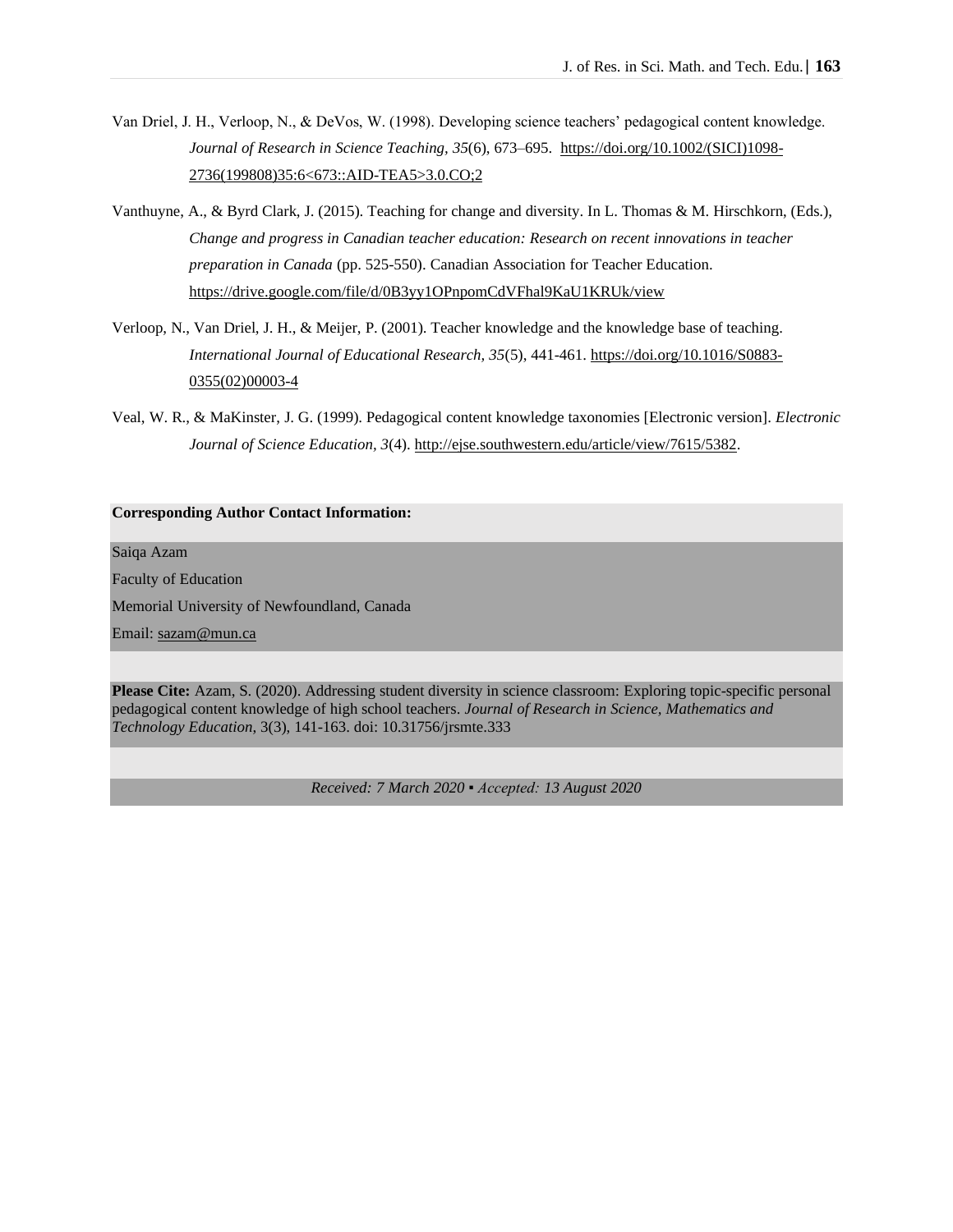Van Driel, J. H., Verloop, N., & DeVos, W. (1998). Developing science teachers' pedagogical content knowledge. *Journal of Research in Science Teaching, 35*(6), 673–695. https://doi.org/10.1002/(SICI)1098-2736(199808)35:6<673::AID-TEA5>3.0.CO;2

Vanthuyne, A., & Byrd Clark, J. (2015). Teaching for change and diversity. In L. Thomas & M. Hirschkorn, (Eds.), *Change and progress in Canadian teacher education: Research on recent innovations in teacher preparation in Canada* (pp. 525-550). Canadian Association for Teacher Education. https://drive.google.com/file/d/0B3yy1OPnpomCdVFhal9KaU1KRUk/view

Verloop, N., Van Driel, J. H., & Meijer, P. (2001). Teacher knowledge and the knowledge base of teaching. *International Journal of Educational Research, 35*(5), 441-461. https://doi.org/10.1016/S0883-0355(02)00003-4

Veal, W. R., & MaKinster, J. G. (1999). Pedagogical content knowledge taxonomies [Electronic version]. *Electronic Journal of Science Education, 3*(4). http://ejse.southwestern.edu/article/view/7615/5382.

**Corresponding Author Contact Information:**

Saiqa Azam

Faculty of Education

Memorial University of Newfoundland, Canada

Email: sazam@mun.ca

**Please Cite:** Azam, S. (2020). Addressing student diversity in science classroom: Exploring topic-specific personal pedagogical content knowledge of high school teachers. *Journal of Research in Science, Mathematics and Technology Education,* 3(3), 141-163. doi: 10.31756/jrsmte.333

*Received: 7 March 2020 ▪ Accepted: 13 August 2020*